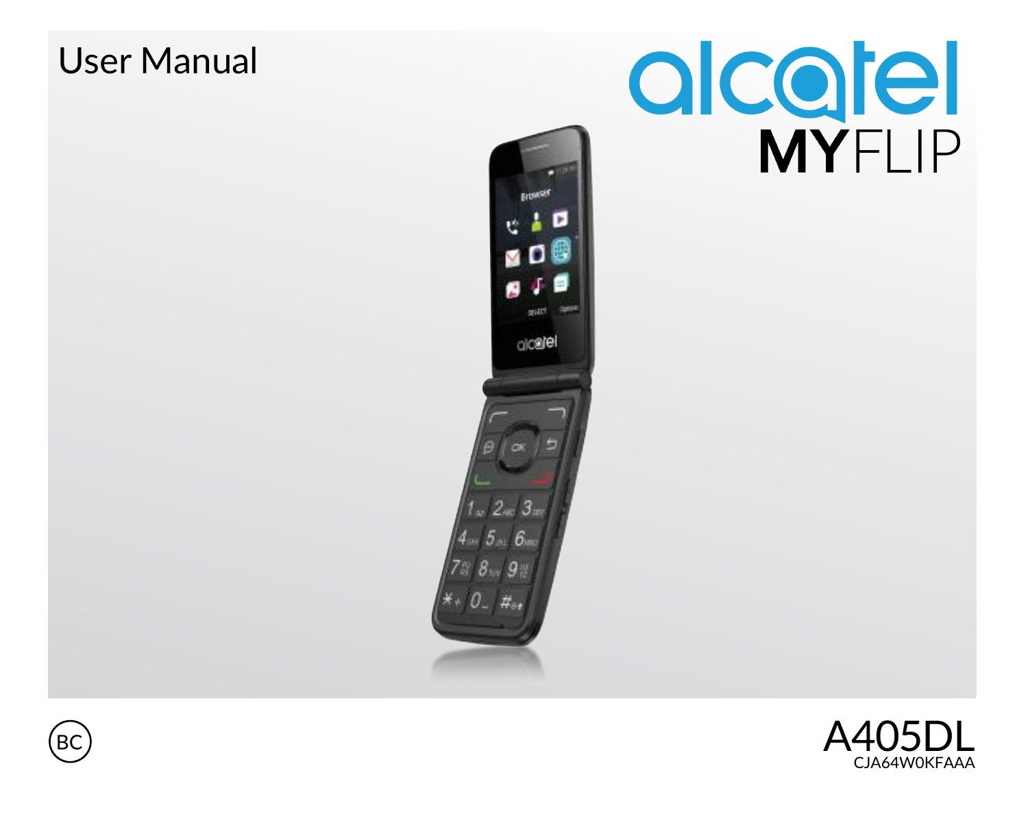# User Manual

alcatel

**MY**FLIP

BC

A405DL

CJA64W0KFAAA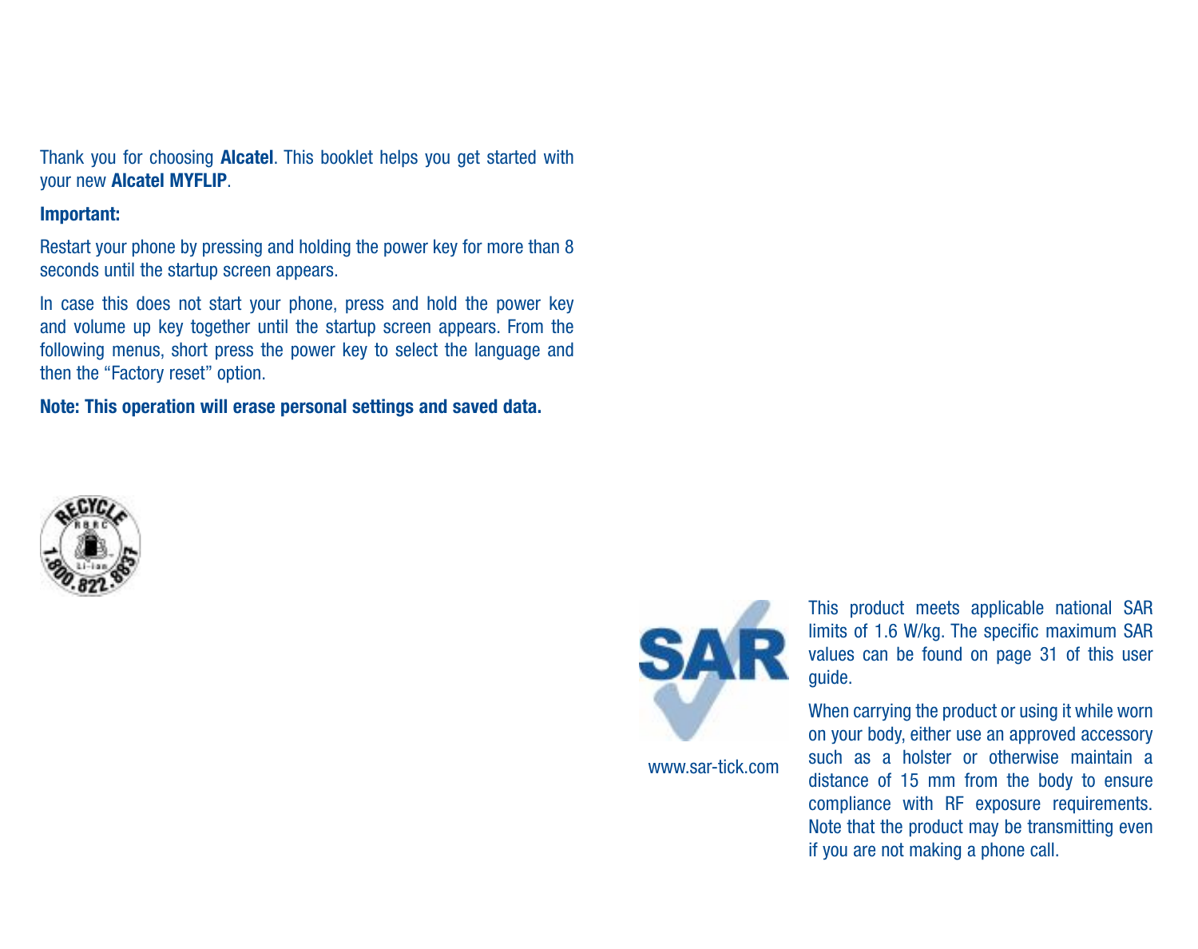Thank you for choosing **Alcatel**. This booklet helps you get started with your new **Alcatel MYFLIP**.

**Important:**

Restart your phone by pressing and holding the power key for more than 8 seconds until the startup screen appears.

In case this does not start your phone, press and hold the power key and volume up key together until the startup screen appears. From the following menus, short press the power key to select the language and then the "Factory reset" option.

**Note: This operation will erase personal settings and saved data.**

www.sar-tick.com

This product meets applicable national SAR limits of 1.6 W/kg. The specific maximum SAR values can be found on page 31 of this user guide.

When carrying the product or using it while worn on your body, either use an approved accessory such as a holster or otherwise maintain a distance of 15 mm from the body to ensure compliance with RF exposure requirements. Note that the product may be transmitting even if you are not making a phone call.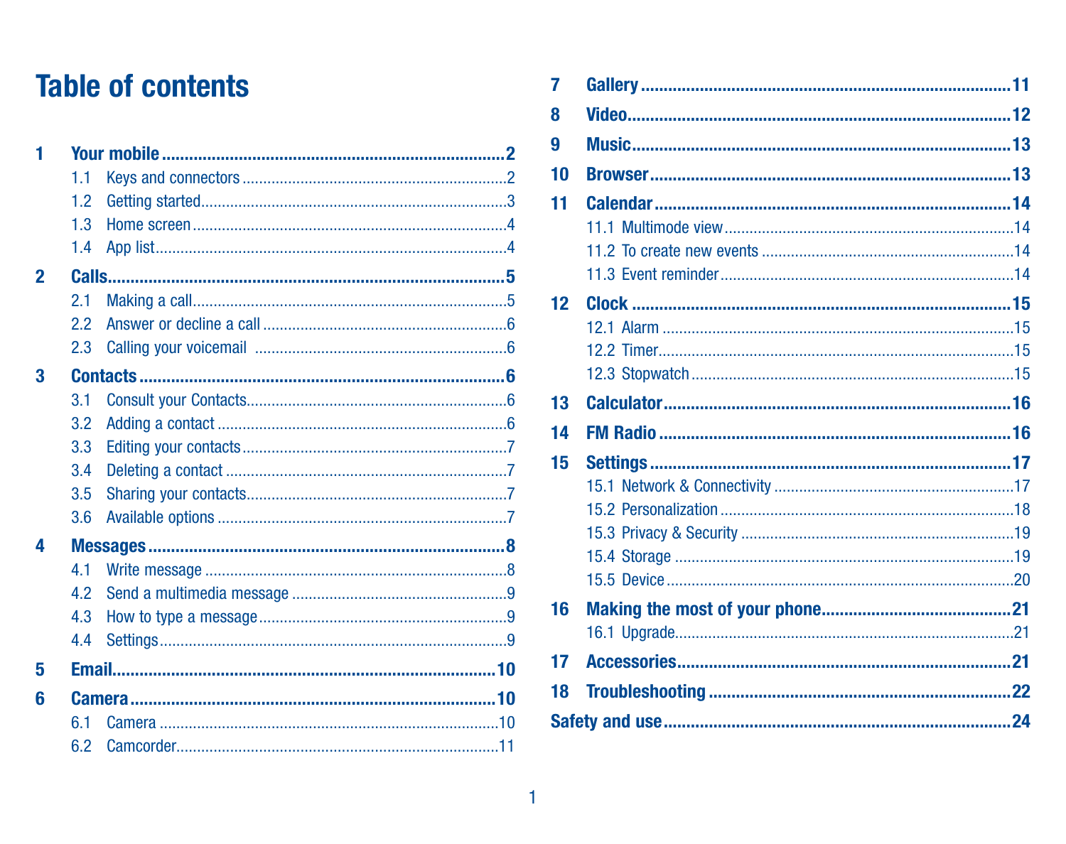# Table of contents

**1 Your mobile** ..... **2**

- 1.1 Keys and connectors ..... 2
- 1.2 Getting started ..... 3
- 1.3 Home screen ..... 4
- 1.4 App list ..... 4

**2 Calls** ..... **5**

- 2.1 Making a call ..... 5
- 2.2 Answer or decline a call ..... 6
- 2.3 Calling your voicemail ..... 6

**3 Contacts** ..... **6**

- 3.1 Consult your Contacts ..... 6
- 3.2 Adding a contact ..... 6
- 3.3 Editing your contacts ..... 7
- 3.4 Deleting a contact ..... 7
- 3.5 Sharing your contacts ..... 7
- 3.6 Available options ..... 7

**4 Messages** ..... **8**

- 4.1 Write message ..... 8
- 4.2 Send a multimedia message ..... 9
- 4.3 How to type a message ..... 9
- 4.4 Settings ..... 9

**5 Email** ..... **10**

**6 Camera** ..... **10**

- 6.1 Camera ..... 10
- 6.2 Camcorder ..... 11

**7 Gallery** ..... **11**

**8 Video** ..... **12**

**9 Music** ..... **13**

**10 Browser** ..... **13**

**11 Calendar** ..... **14**

- 11.1 Multimode view ..... 14
- 11.2 To create new events ..... 14
- 11.3 Event reminder ..... 14

**12 Clock** ..... **15**

- 12.1 Alarm ..... 15
- 12.2 Timer ..... 15
- 12.3 Stopwatch ..... 15

**13 Calculator** ..... **16**

**14 FM Radio** ..... **16**

**15 Settings** ..... **17**

- 15.1 Network & Connectivity ..... 17
- 15.2 Personalization ..... 18
- 15.3 Privacy & Security ..... 19
- 15.4 Storage ..... 19
- 15.5 Device ..... 20

**16 Making the most of your phone** ..... **21**

- 16.1 Upgrade ..... 21

**17 Accessories** ..... **21**

**18 Troubleshooting** ..... **22**

**Safety and use** ..... **24**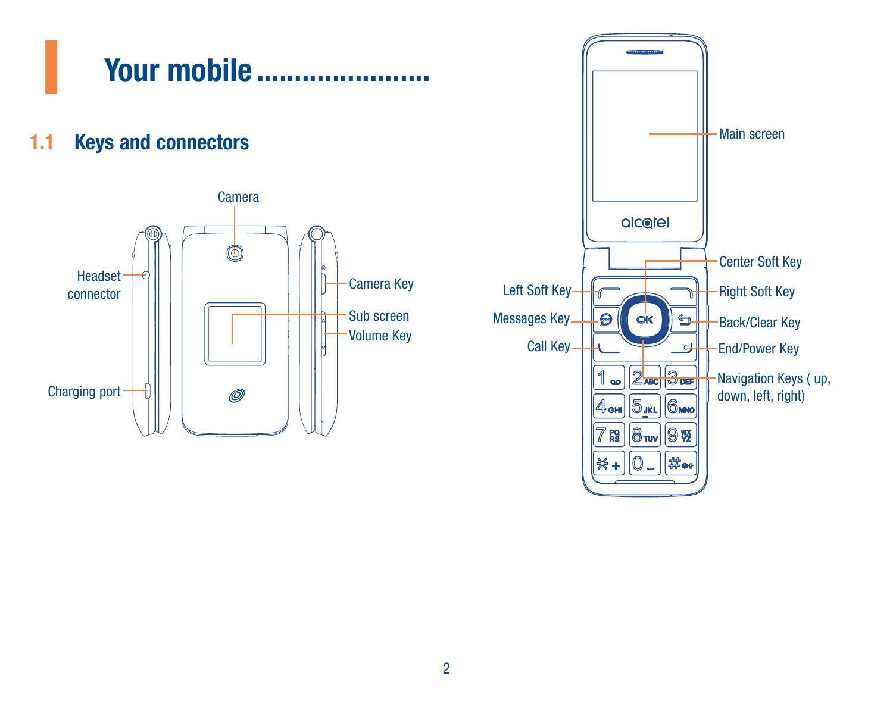# Your mobile ......................

## 1.1 Keys and connectors

Camera

Headset connector

Camera Key

Sub screen

Volume Key

Charging port

Main screen

Center Soft Key

Left Soft Key

Right Soft Key

Messages Key

Back/Clear Key

Call Key

End/Power Key

Navigation Keys ( up, down, left, right)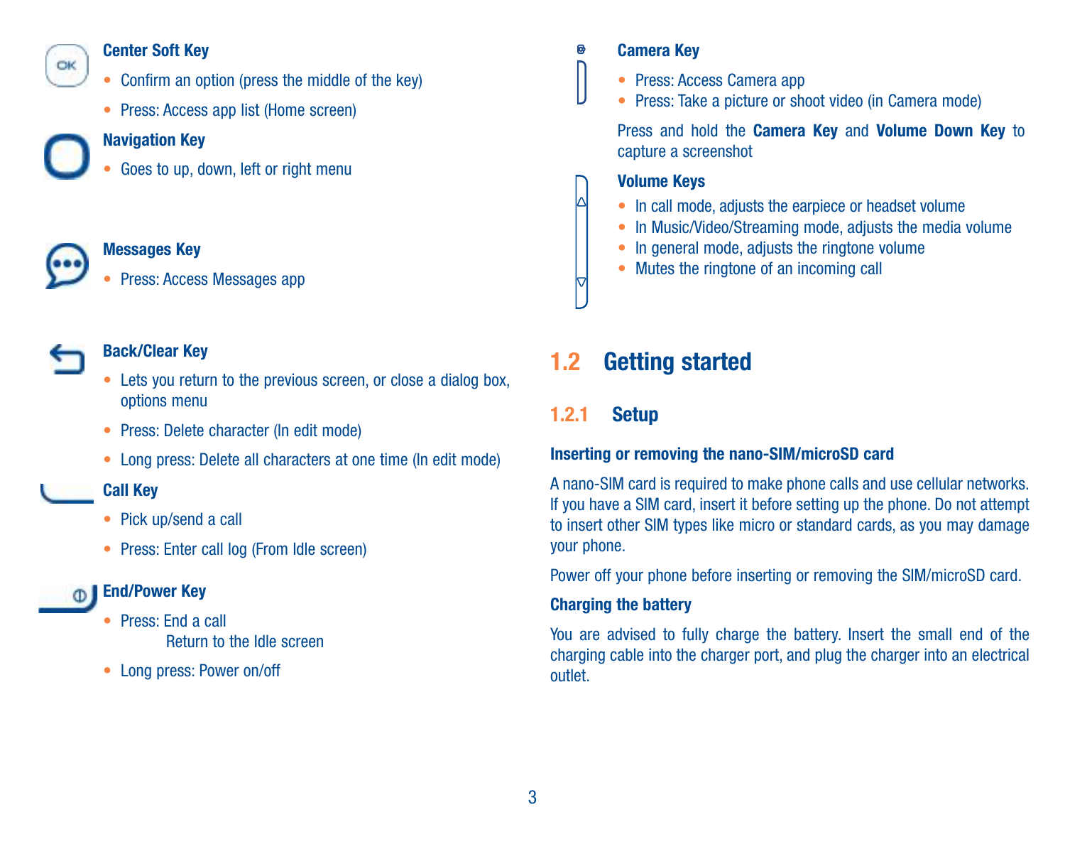**Center Soft Key**

- Confirm an option (press the middle of the key)
- Press: Access app list (Home screen)

**Navigation Key**

- Goes to up, down, left or right menu

**Messages Key**

- Press: Access Messages app

**Back/Clear Key**

- Lets you return to the previous screen, or close a dialog box, options menu
- Press: Delete character (In edit mode)
- Long press: Delete all characters at one time (In edit mode)

**Call Key**

- Pick up/send a call
- Press: Enter call log (From Idle screen)

**End/Power Key**

- Press: End a call
  Return to the Idle screen
- Long press: Power on/off

**Camera Key**

- Press: Access Camera app
- Press: Take a picture or shoot video (in Camera mode)

Press and hold the **Camera Key** and **Volume Down Key** to capture a screenshot

**Volume Keys**

- In call mode, adjusts the earpiece or headset volume
- In Music/Video/Streaming mode, adjusts the media volume
- In general mode, adjusts the ringtone volume
- Mutes the ringtone of an incoming call

## 1.2 Getting started

### 1.2.1 Setup

**Inserting or removing the nano-SIM/microSD card**

A nano-SIM card is required to make phone calls and use cellular networks. If you have a SIM card, insert it before setting up the phone. Do not attempt to insert other SIM types like micro or standard cards, as you may damage your phone.

Power off your phone before inserting or removing the SIM/microSD card.

**Charging the battery**

You are advised to fully charge the battery. Insert the small end of the charging cable into the charger port, and plug the charger into an electrical outlet.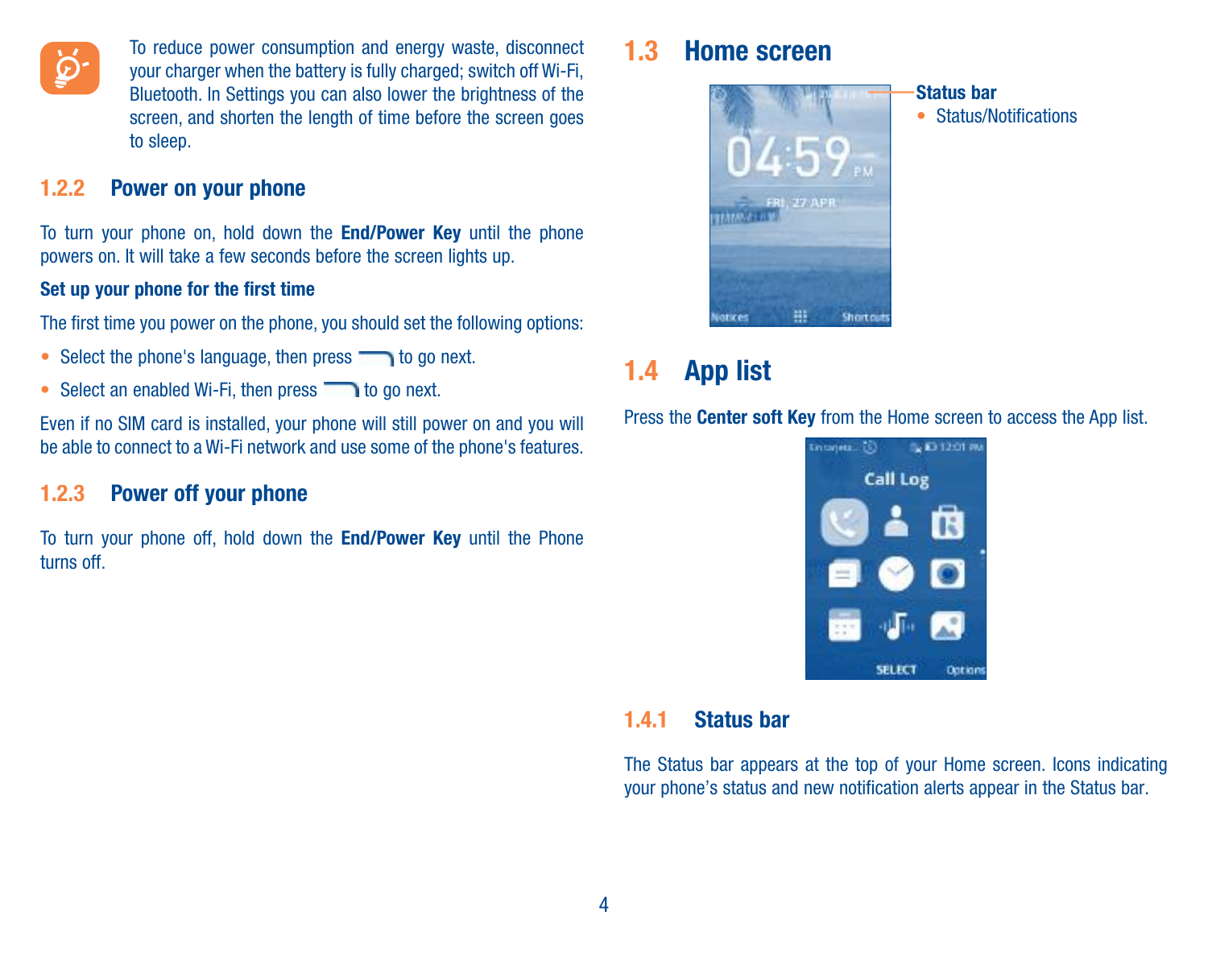To reduce power consumption and energy waste, disconnect your charger when the battery is fully charged; switch off Wi-Fi, Bluetooth. In Settings you can also lower the brightness of the screen, and shorten the length of time before the screen goes to sleep.

### 1.2.2 Power on your phone

To turn your phone on, hold down the **End/Power Key** until the phone powers on. It will take a few seconds before the screen lights up.

**Set up your phone for the first time**

The first time you power on the phone, you should set the following options:

- Select the phone's language, then press to go next.
- Select an enabled Wi-Fi, then press to go next.

Even if no SIM card is installed, your phone will still power on and you will be able to connect to a Wi-Fi network and use some of the phone's features.

### 1.2.3 Power off your phone

To turn your phone off, hold down the **End/Power Key** until the Phone turns off.

## 1.3 Home screen

**Status bar**

- Status/Notifications

## 1.4 App list

Press the **Center soft Key** from the Home screen to access the App list.

### 1.4.1 Status bar

The Status bar appears at the top of your Home screen. Icons indicating your phone's status and new notification alerts appear in the Status bar.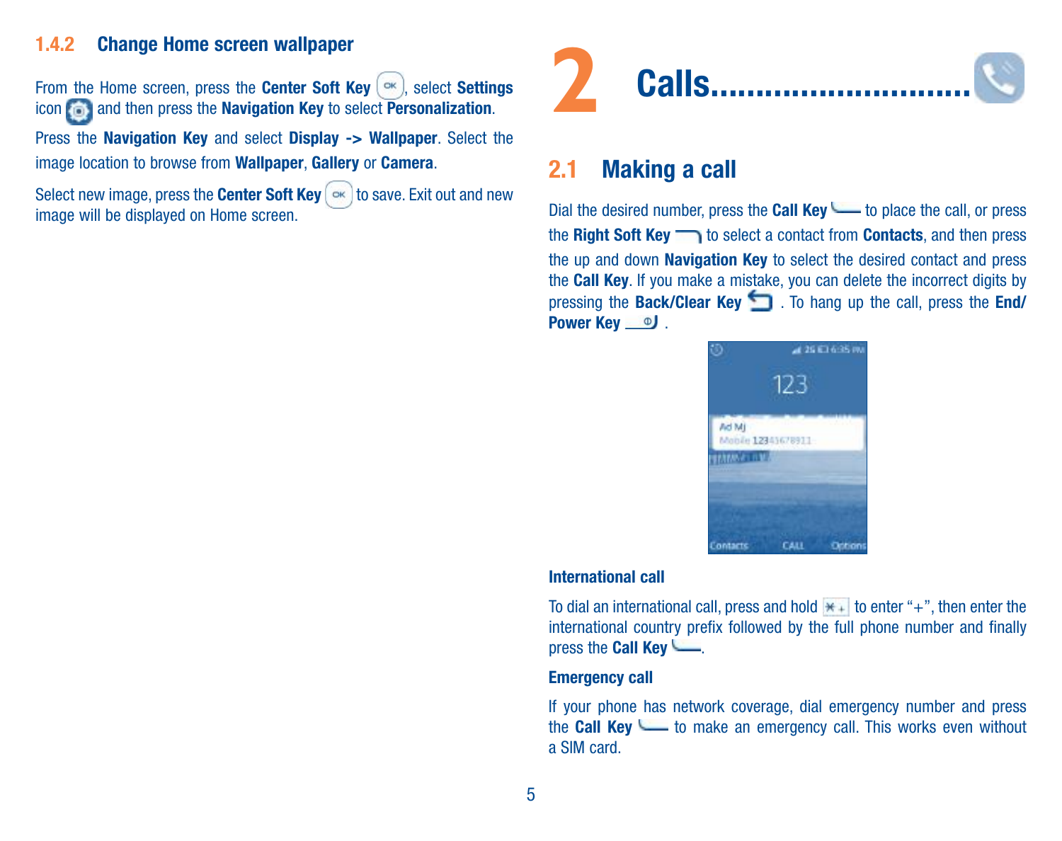### 1.4.2 Change Home screen wallpaper

From the Home screen, press the **Center Soft Key**, select **Settings** icon and then press the **Navigation Key** to select **Personalization**.

Press the **Navigation Key** and select **Display -> Wallpaper**. Select the image location to browse from **Wallpaper**, **Gallery** or **Camera**.

Select new image, press the **Center Soft Key** to save. Exit out and new image will be displayed on Home screen.

# 2 Calls..........................

## 2.1 Making a call

Dial the desired number, press the **Call Key** to place the call, or press the **Right Soft Key** to select a contact from **Contacts**, and then press the up and down **Navigation Key** to select the desired contact and press the **Call Key**. If you make a mistake, you can delete the incorrect digits by pressing the **Back/Clear Key** . To hang up the call, press the **End/Power Key** .

**International call**

To dial an international call, press and hold to enter "+", then enter the international country prefix followed by the full phone number and finally press the **Call Key**.

**Emergency call**

If your phone has network coverage, dial emergency number and press the **Call Key** to make an emergency call. This works even without a SIM card.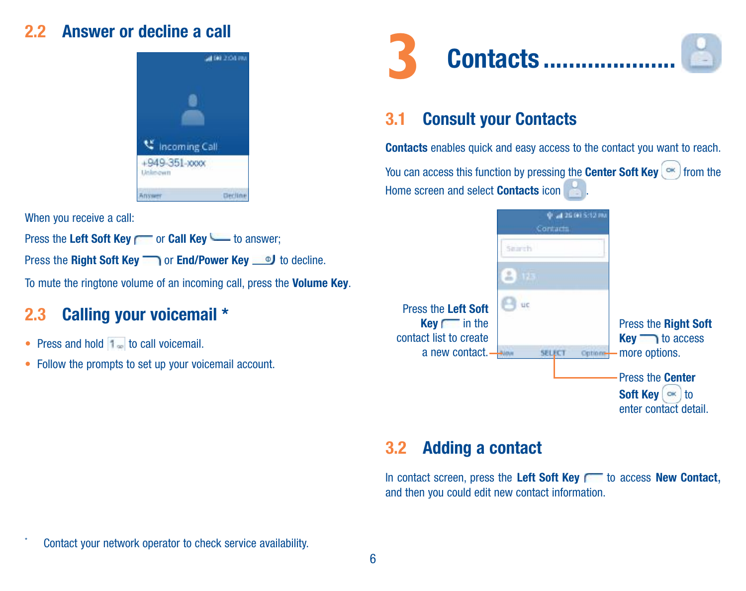## 2.2 Answer or decline a call

When you receive a call:

Press the **Left Soft Key** or **Call Key** to answer;

Press the **Right Soft Key** or **End/Power Key** to decline.

To mute the ringtone volume of an incoming call, press the **Volume Key**.

## 2.3 Calling your voicemail *

- Press and hold 1 to call voicemail.
- Follow the prompts to set up your voicemail account.

* Contact your network operator to check service availability.

# 3 Contacts ....................

## 3.1 Consult your Contacts

**Contacts** enables quick and easy access to the contact you want to reach.

You can access this function by pressing the **Center Soft Key** from the Home screen and select **Contacts** icon .

Press the **Left Soft Key** in the contact list to create a new contact.

Press the **Right Soft Key** to access more options.

Press the **Center Soft Key** to enter contact detail.

## 3.2 Adding a contact

In contact screen, press the **Left Soft Key** to access **New Contact,** and then you could edit new contact information.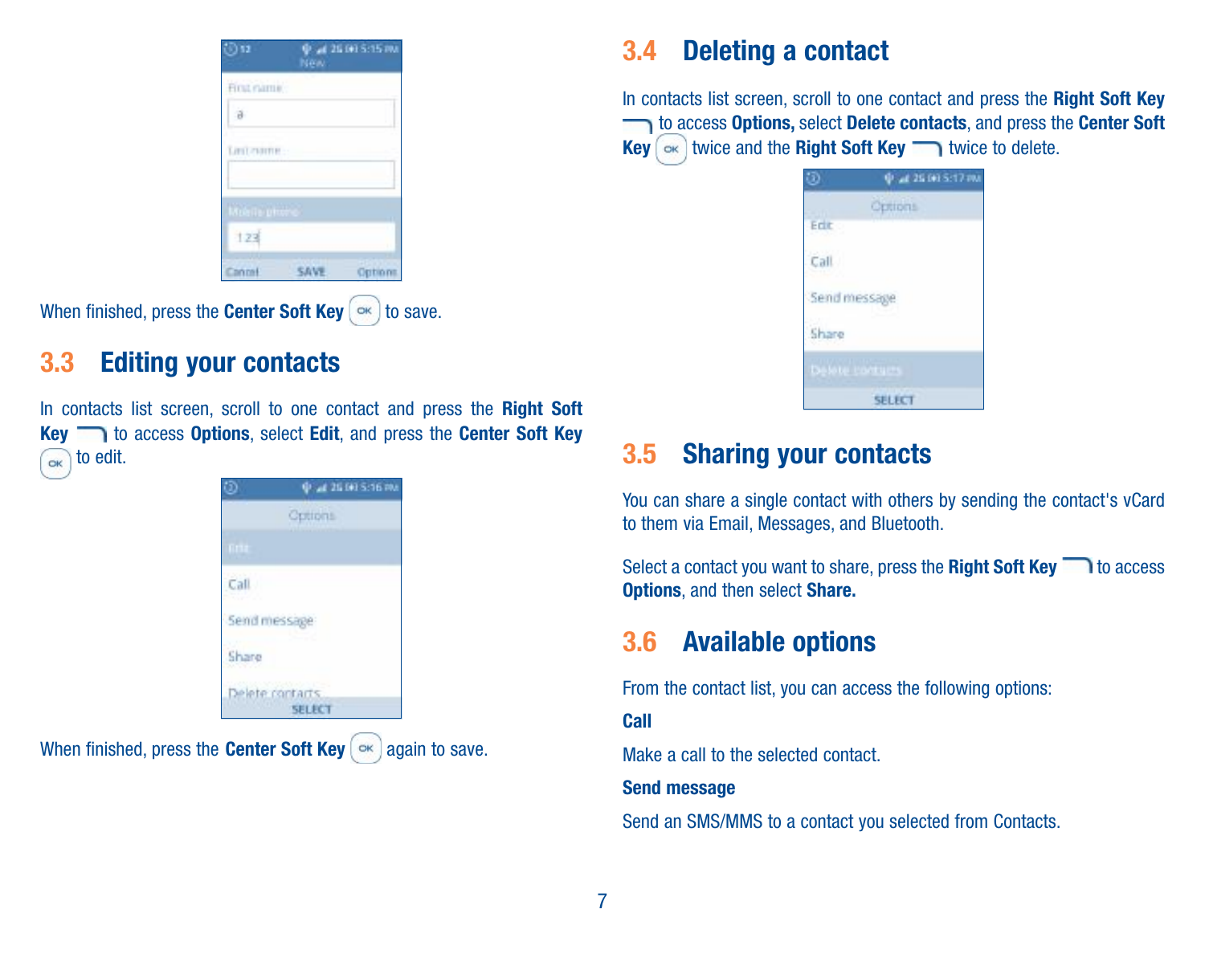When finished, press the **Center Soft Key** to save.

## 3.3 Editing your contacts

In contacts list screen, scroll to one contact and press the **Right Soft Key** to access **Options**, select **Edit**, and press the **Center Soft Key** to edit.

When finished, press the **Center Soft Key** again to save.

## 3.4 Deleting a contact

In contacts list screen, scroll to one contact and press the **Right Soft Key** to access **Options,** select **Delete contacts**, and press the **Center Soft Key** twice and the **Right Soft Key** twice to delete.

## 3.5 Sharing your contacts

You can share a single contact with others by sending the contact's vCard to them via Email, Messages, and Bluetooth.

Select a contact you want to share, press the **Right Soft Key** to access **Options**, and then select **Share.**

## 3.6 Available options

From the contact list, you can access the following options:

**Call**

Make a call to the selected contact.

**Send message**

Send an SMS/MMS to a contact you selected from Contacts.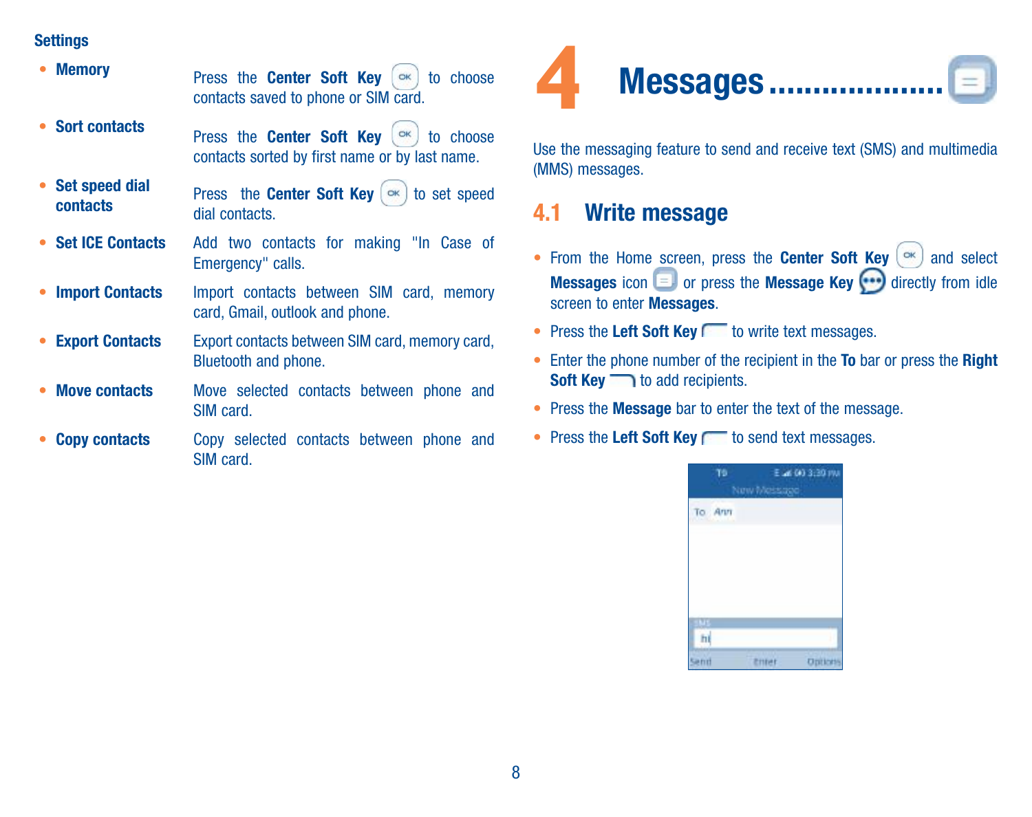**Settings**

- **Memory** — Press the **Center Soft Key** to choose contacts saved to phone or SIM card.
- **Sort contacts** — Press the **Center Soft Key** to choose contacts sorted by first name or by last name.
- **Set speed dial contacts** — Press the **Center Soft Key** to set speed dial contacts.
- **Set ICE Contacts** — Add two contacts for making "In Case of Emergency" calls.
- **Import Contacts** — Import contacts between SIM card, memory card, Gmail, outlook and phone.
- **Export Contacts** — Export contacts between SIM card, memory card, Bluetooth and phone.
- **Move contacts** — Move selected contacts between phone and SIM card.
- **Copy contacts** — Copy selected contacts between phone and SIM card.

# 4 Messages

Use the messaging feature to send and receive text (SMS) and multimedia (MMS) messages.

## 4.1 Write message

- From the Home screen, press the **Center Soft Key** and select **Messages** icon or press the **Message Key** directly from idle screen to enter **Messages**.
- Press the **Left Soft Key** to write text messages.
- Enter the phone number of the recipient in the **To** bar or press the **Right Soft Key** to add recipients.
- Press the **Message** bar to enter the text of the message.
- Press the **Left Soft Key** to send text messages.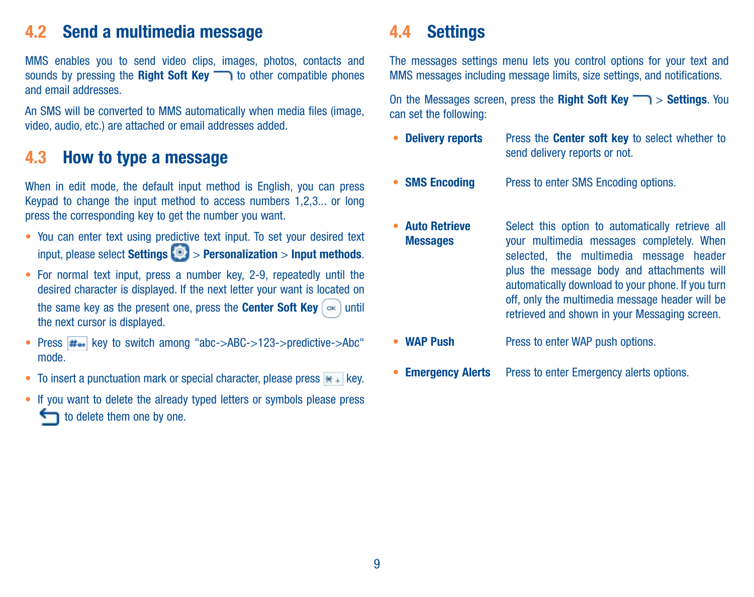## 4.2 Send a multimedia message

MMS enables you to send video clips, images, photos, contacts and sounds by pressing the **Right Soft Key** to other compatible phones and email addresses.

An SMS will be converted to MMS automatically when media files (image, video, audio, etc.) are attached or email addresses added.

## 4.3 How to type a message

When in edit mode, the default input method is English, you can press Keypad to change the input method to access numbers 1,2,3... or long press the corresponding key to get the number you want.

- You can enter text using predictive text input. To set your desired text input, please select **Settings** > **Personalization** > **Input methods**.
- For normal text input, press a number key, 2-9, repeatedly until the desired character is displayed. If the next letter your want is located on the same key as the present one, press the **Center Soft Key** until the next cursor is displayed.
- Press key to switch among "abc->ABC->123->predictive->Abc" mode.
- To insert a punctuation mark or special character, please press key.
- If you want to delete the already typed letters or symbols please press to delete them one by one.

## 4.4 Settings

The messages settings menu lets you control options for your text and MMS messages including message limits, size settings, and notifications.

On the Messages screen, press the **Right Soft Key** > **Settings**. You can set the following:

- **Delivery reports** — Press the **Center soft key** to select whether to send delivery reports or not.
- **SMS Encoding** — Press to enter SMS Encoding options.
- **Auto Retrieve Messages** — Select this option to automatically retrieve all your multimedia messages completely. When selected, the multimedia message header plus the message body and attachments will automatically download to your phone. If you turn off, only the multimedia message header will be retrieved and shown in your Messaging screen.
- **WAP Push** — Press to enter WAP push options.
- **Emergency Alerts** — Press to enter Emergency alerts options.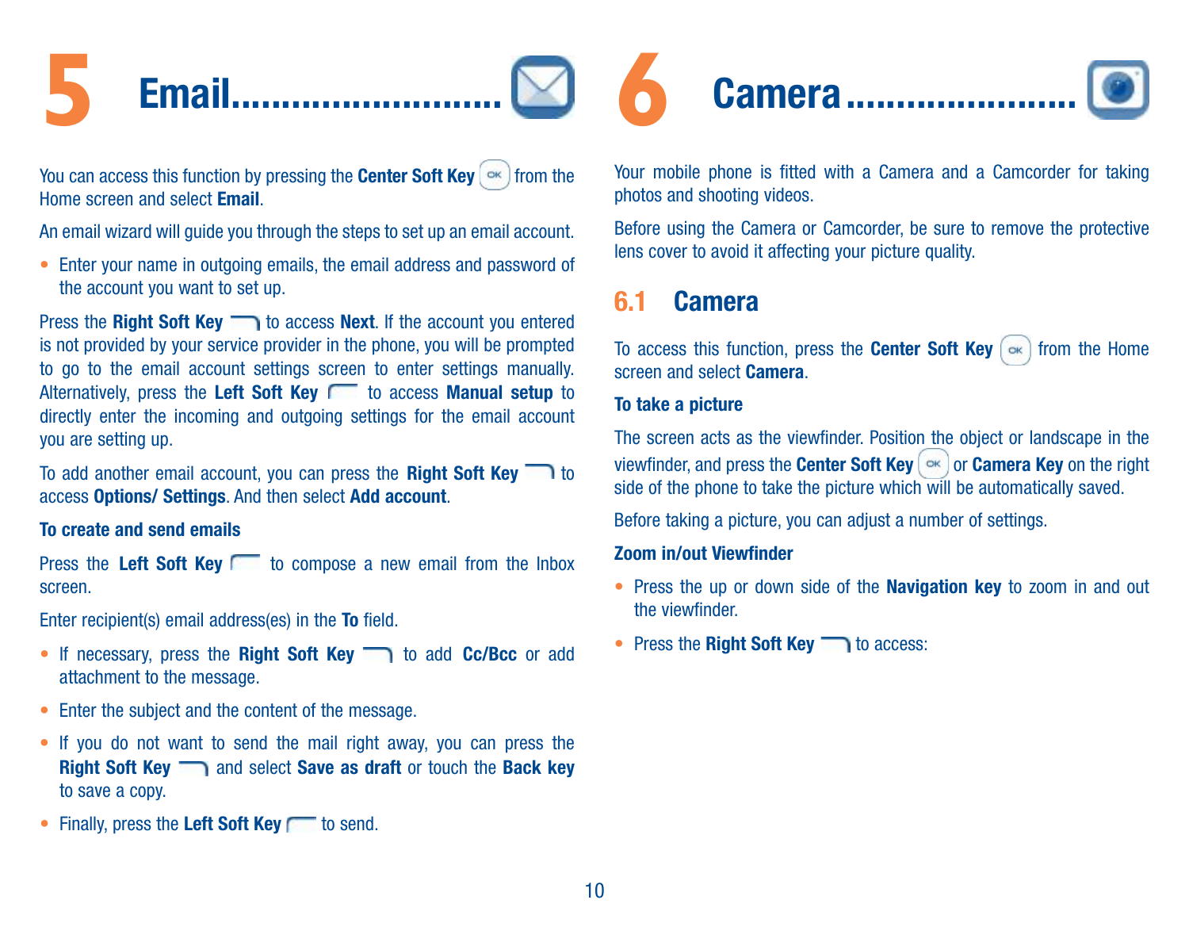# 5 Email

You can access this function by pressing the **Center Soft Key** from the Home screen and select **Email**.

An email wizard will guide you through the steps to set up an email account.

- Enter your name in outgoing emails, the email address and password of the account you want to set up.

Press the **Right Soft Key** to access **Next**. If the account you entered is not provided by your service provider in the phone, you will be prompted to go to the email account settings screen to enter settings manually. Alternatively, press the **Left Soft Key** to access **Manual setup** to directly enter the incoming and outgoing settings for the email account you are setting up.

To add another email account, you can press the **Right Soft Key** to access **Options/ Settings**. And then select **Add account**.

**To create and send emails**

Press the **Left Soft Key** to compose a new email from the Inbox screen.

Enter recipient(s) email address(es) in the **To** field.

- If necessary, press the **Right Soft Key** to add **Cc/Bcc** or add attachment to the message.
- Enter the subject and the content of the message.
- If you do not want to send the mail right away, you can press the **Right Soft Key** and select **Save as draft** or touch the **Back key** to save a copy.
- Finally, press the **Left Soft Key** to send.

# 6 Camera

Your mobile phone is fitted with a Camera and a Camcorder for taking photos and shooting videos.

Before using the Camera or Camcorder, be sure to remove the protective lens cover to avoid it affecting your picture quality.

## 6.1 Camera

To access this function, press the **Center Soft Key** from the Home screen and select **Camera**.

**To take a picture**

The screen acts as the viewfinder. Position the object or landscape in the viewfinder, and press the **Center Soft Key** or **Camera Key** on the right side of the phone to take the picture which will be automatically saved.

Before taking a picture, you can adjust a number of settings.

**Zoom in/out Viewfinder**

- Press the up or down side of the **Navigation key** to zoom in and out the viewfinder.
- Press the **Right Soft Key** to access: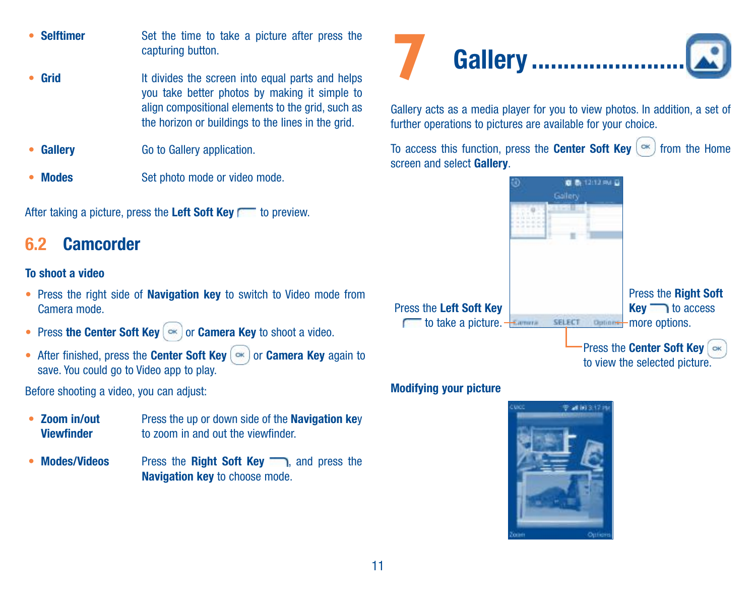- **Selftimer** Set the time to take a picture after press the capturing button.
- **Grid** It divides the screen into equal parts and helps you take better photos by making it simple to align compositional elements to the grid, such as the horizon or buildings to the lines in the grid.
- **Gallery** Go to Gallery application.
- **Modes** Set photo mode or video mode.

After taking a picture, press the **Left Soft Key** to preview.

## 6.2 Camcorder

**To shoot a video**

- Press the right side of **Navigation key** to switch to Video mode from Camera mode.
- Press **the Center Soft Key** or **Camera Key** to shoot a video.
- After finished, press the **Center Soft Key** or **Camera Key** again to save. You could go to Video app to play.

Before shooting a video, you can adjust:

- **Zoom in/out Viewfinder** Press the up or down side of the **Navigation key** to zoom in and out the viewfinder.
- **Modes/Videos** Press the **Right Soft Key**, and press the **Navigation key** to choose mode.

# 7 Gallery

Gallery acts as a media player for you to view photos. In addition, a set of further operations to pictures are available for your choice.

To access this function, press the **Center Soft Key** from the Home screen and select **Gallery**.

Press the **Left Soft Key** to take a picture.

Press the **Right Soft Key** to access more options.

Press the **Center Soft Key** to view the selected picture.

**Modifying your picture**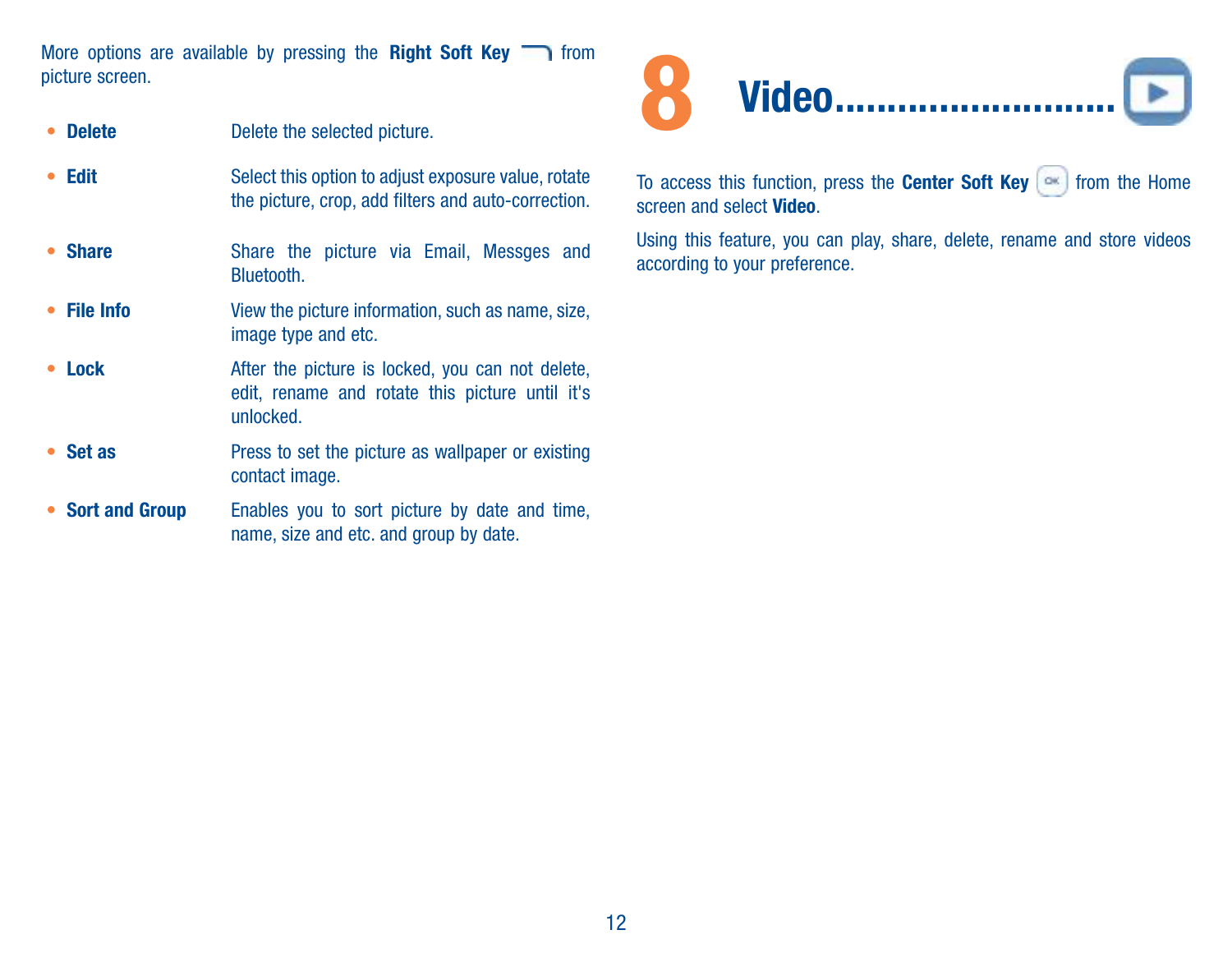More options are available by pressing the **Right Soft Key** from picture screen.

- **Delete** Delete the selected picture.
- **Edit** Select this option to adjust exposure value, rotate the picture, crop, add filters and auto-correction.
- **Share** Share the picture via Email, Messges and Bluetooth.
- **File Info** View the picture information, such as name, size, image type and etc.
- **Lock** After the picture is locked, you can not delete, edit, rename and rotate this picture until it's unlocked.
- **Set as** Press to set the picture as wallpaper or existing contact image.
- **Sort and Group** Enables you to sort picture by date and time, name, size and etc. and group by date.

# 8 Video..........................

To access this function, press the **Center Soft Key** from the Home screen and select **Video**.

Using this feature, you can play, share, delete, rename and store videos according to your preference.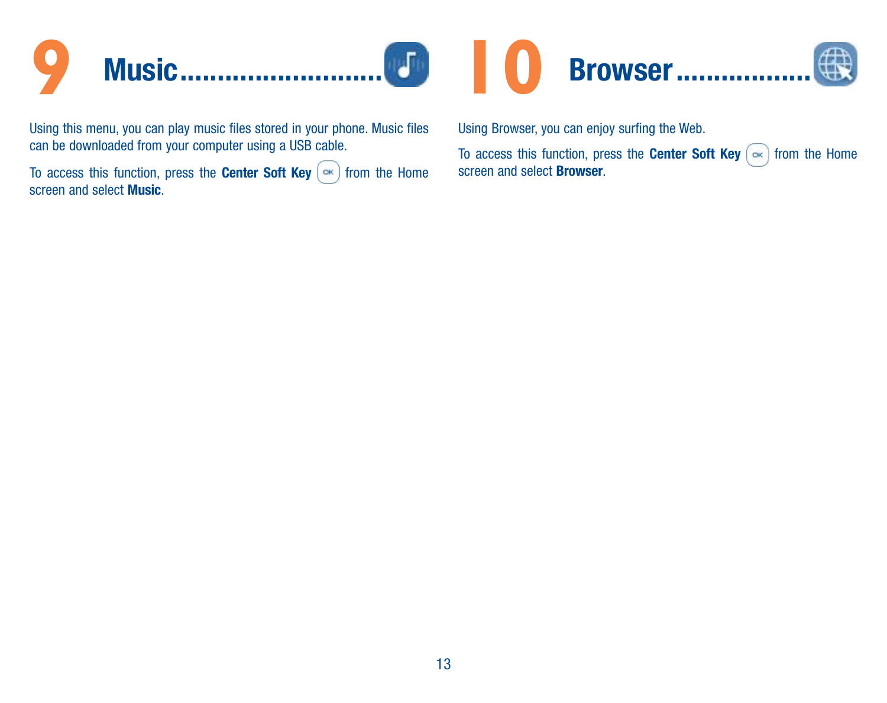# 9 Music

Using this menu, you can play music files stored in your phone. Music files can be downloaded from your computer using a USB cable.

To access this function, press the **Center Soft Key** from the Home screen and select **Music**.

# 10 Browser

Using Browser, you can enjoy surfing the Web.

To access this function, press the **Center Soft Key** from the Home screen and select **Browser**.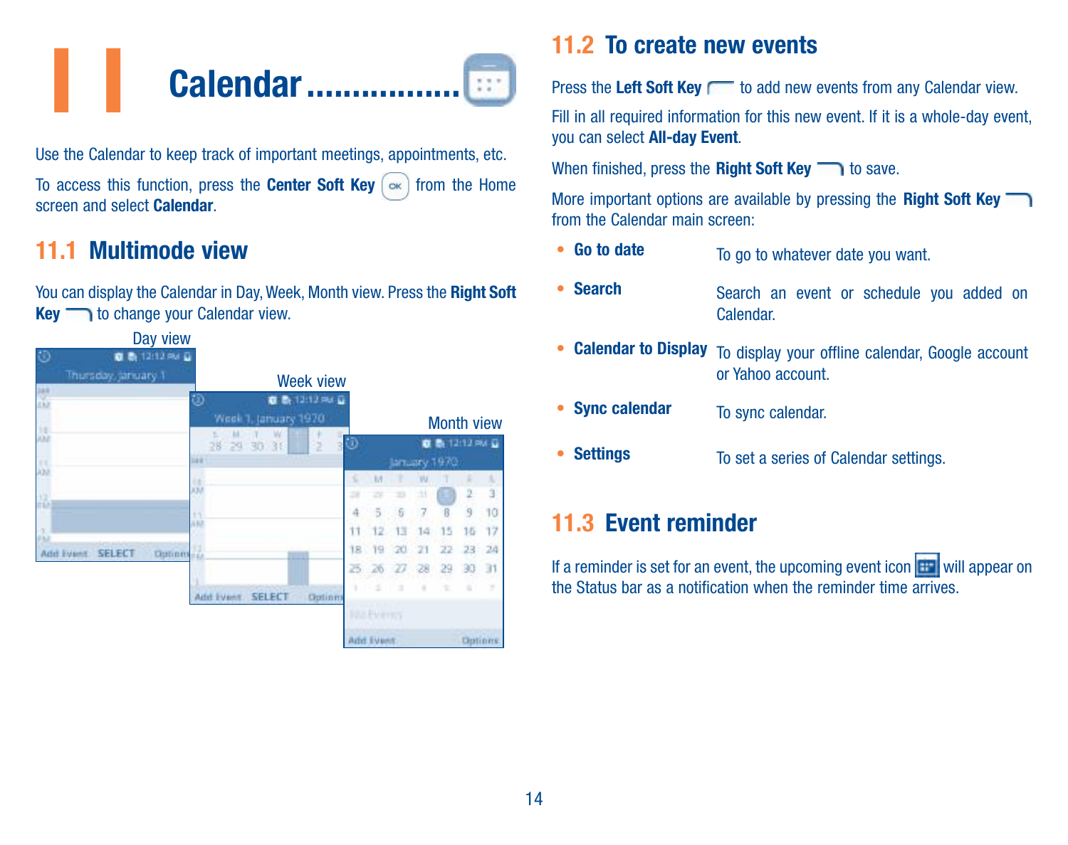# 11 Calendar

Use the Calendar to keep track of important meetings, appointments, etc.

To access this function, press the **Center Soft Key** from the Home screen and select **Calendar**.

## 11.1 Multimode view

You can display the Calendar in Day, Week, Month view. Press the **Right Soft Key** to change your Calendar view.

Day view

Week view

Month view

## 11.2 To create new events

Press the **Left Soft Key** to add new events from any Calendar view.

Fill in all required information for this new event. If it is a whole-day event, you can select **All-day Event**.

When finished, press the **Right Soft Key** to save.

More important options are available by pressing the **Right Soft Key** from the Calendar main screen:

- **Go to date** To go to whatever date you want.
- **Search** Search an event or schedule you added on Calendar.
- **Calendar to Display** To display your offline calendar, Google account or Yahoo account.
- **Sync calendar** To sync calendar.
- **Settings** To set a series of Calendar settings.

## 11.3 Event reminder

If a reminder is set for an event, the upcoming event icon will appear on the Status bar as a notification when the reminder time arrives.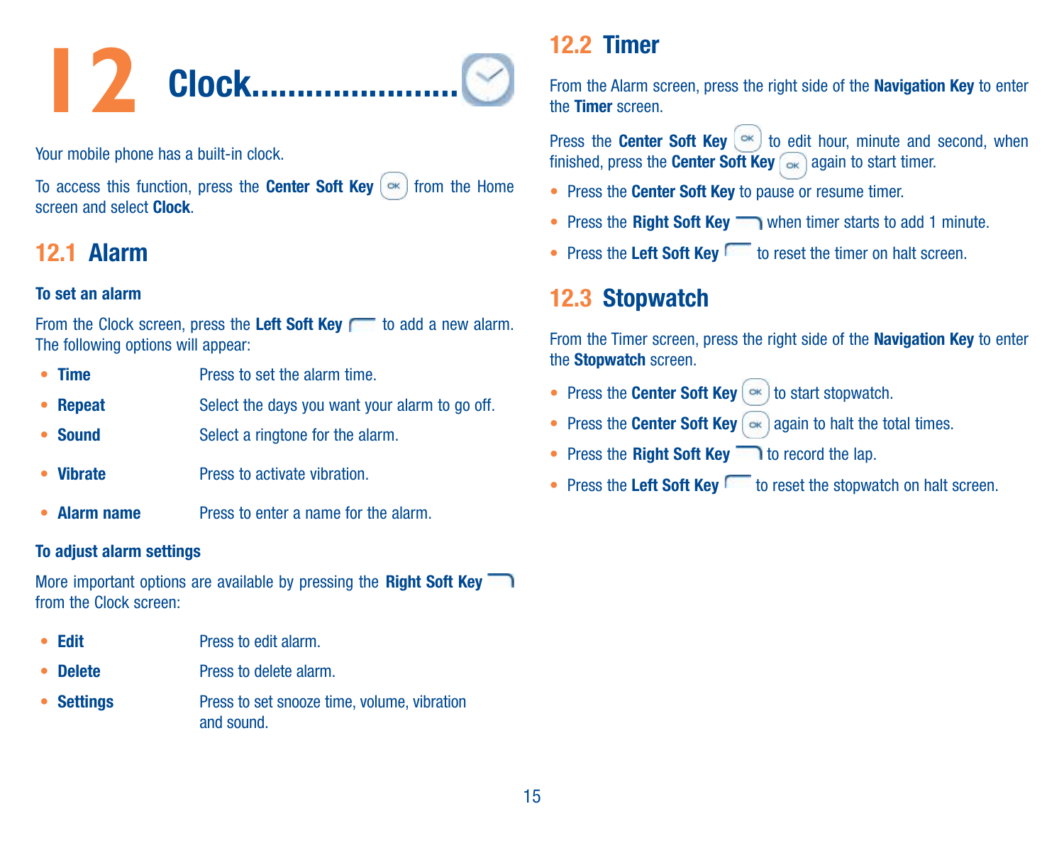# 12 Clock......................

Your mobile phone has a built-in clock.

To access this function, press the **Center Soft Key** from the Home screen and select **Clock**.

## 12.1 Alarm

**To set an alarm**

From the Clock screen, press the **Left Soft Key** to add a new alarm. The following options will appear:

- **Time** Press to set the alarm time.
- **Repeat** Select the days you want your alarm to go off.
- **Sound** Select a ringtone for the alarm.
- **Vibrate** Press to activate vibration.
- **Alarm name** Press to enter a name for the alarm.

**To adjust alarm settings**

More important options are available by pressing the **Right Soft Key** from the Clock screen:

- **Edit** Press to edit alarm.
- **Delete** Press to delete alarm.
- **Settings** Press to set snooze time, volume, vibration and sound.

## 12.2 Timer

From the Alarm screen, press the right side of the **Navigation Key** to enter the **Timer** screen.

Press the **Center Soft Key** to edit hour, minute and second, when finished, press the **Center Soft Key** again to start timer.

- Press the **Center Soft Key** to pause or resume timer.
- Press the **Right Soft Key** when timer starts to add 1 minute.
- Press the **Left Soft Key** to reset the timer on halt screen.

## 12.3 Stopwatch

From the Timer screen, press the right side of the **Navigation Key** to enter the **Stopwatch** screen.

- Press the **Center Soft Key** to start stopwatch.
- Press the **Center Soft Key** again to halt the total times.
- Press the **Right Soft Key** to record the lap.
- Press the **Left Soft Key** to reset the stopwatch on halt screen.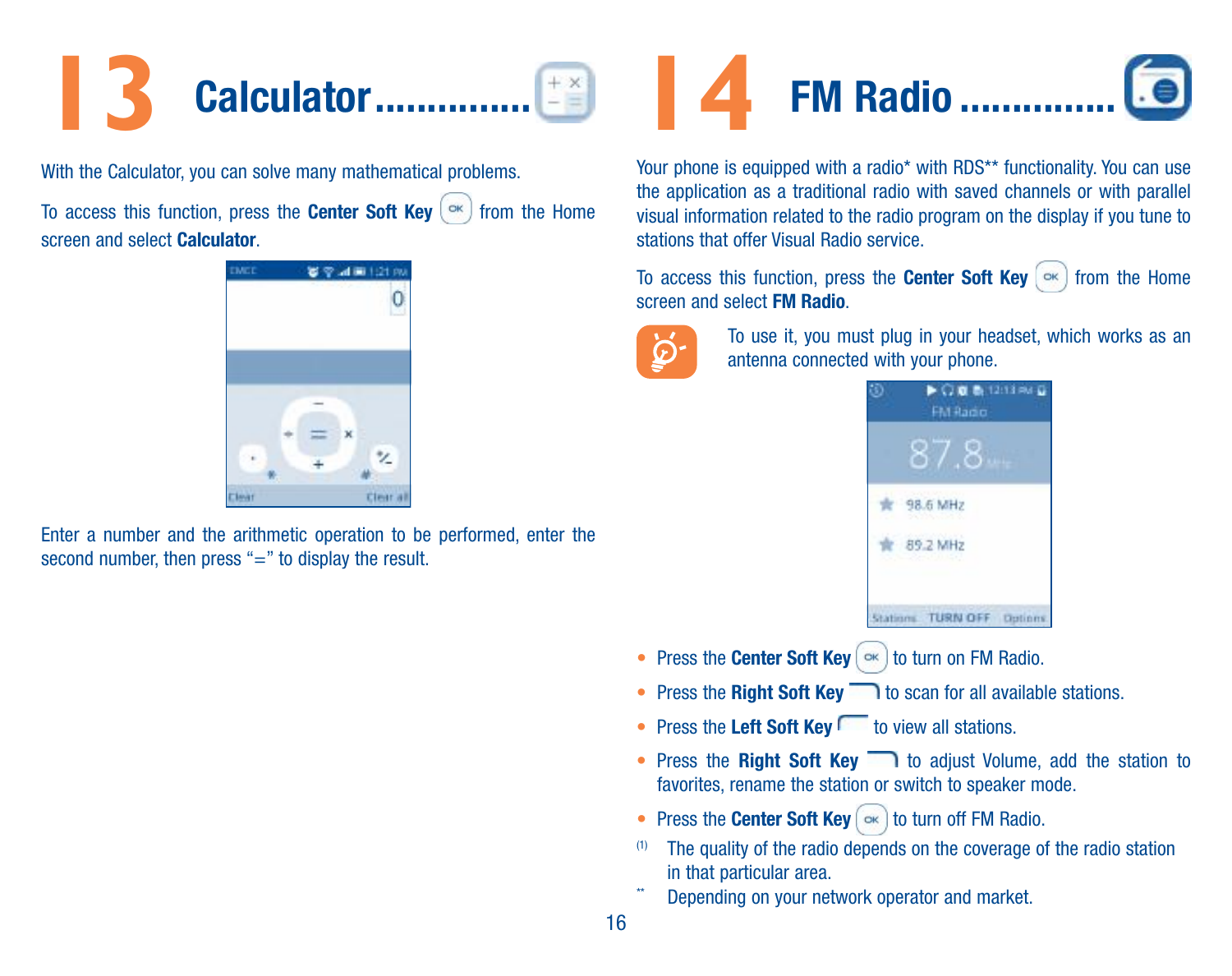# 13 Calculator..............

With the Calculator, you can solve many mathematical problems.

To access this function, press the **Center Soft Key** from the Home screen and select **Calculator**.

Enter a number and the arithmetic operation to be performed, enter the second number, then press "=" to display the result.

# 14 FM Radio..............

Your phone is equipped with a radio* with RDS** functionality. You can use the application as a traditional radio with saved channels or with parallel visual information related to the radio program on the display if you tune to stations that offer Visual Radio service.

To access this function, press the **Center Soft Key** from the Home screen and select **FM Radio**.

To use it, you must plug in your headset, which works as an antenna connected with your phone.

- Press the **Center Soft Key** to turn on FM Radio.
- Press the **Right Soft Key** to scan for all available stations.
- Press the **Left Soft Key** to view all stations.
- Press the **Right Soft Key** to adjust Volume, add the station to favorites, rename the station or switch to speaker mode.
- Press the **Center Soft Key** to turn off FM Radio.

(1) The quality of the radio depends on the coverage of the radio station in that particular area.

** Depending on your network operator and market.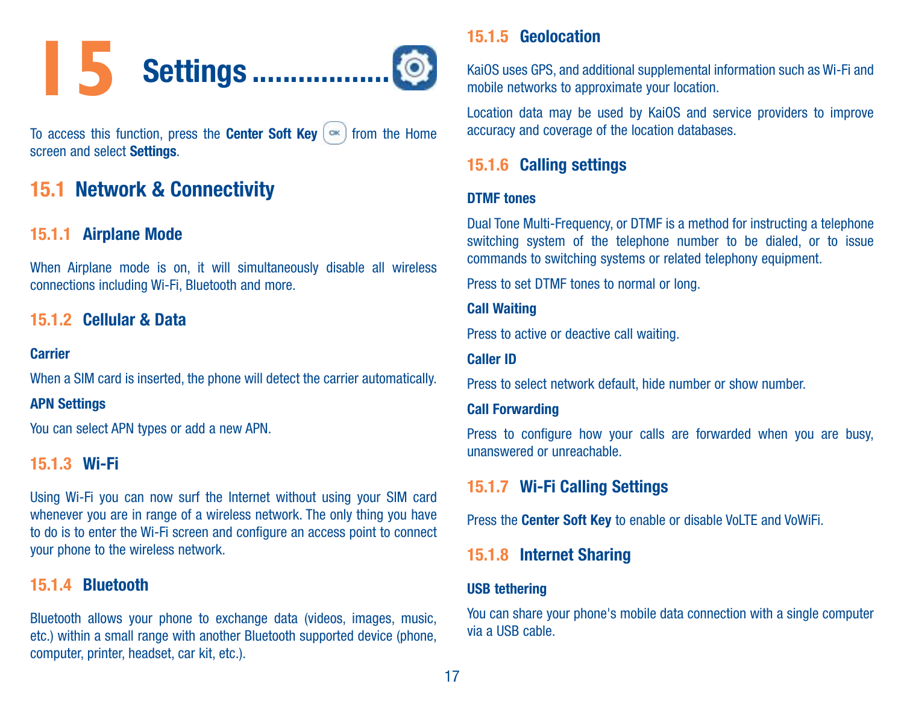# 15 Settings..................

To access this function, press the **Center Soft Key** from the Home screen and select **Settings**.

## 15.1 Network & Connectivity

### 15.1.1 Airplane Mode

When Airplane mode is on, it will simultaneously disable all wireless connections including Wi-Fi, Bluetooth and more.

### 15.1.2 Cellular & Data

**Carrier**

When a SIM card is inserted, the phone will detect the carrier automatically.

**APN Settings**

You can select APN types or add a new APN.

### 15.1.3 Wi-Fi

Using Wi-Fi you can now surf the Internet without using your SIM card whenever you are in range of a wireless network. The only thing you have to do is to enter the Wi-Fi screen and configure an access point to connect your phone to the wireless network.

### 15.1.4 Bluetooth

Bluetooth allows your phone to exchange data (videos, images, music, etc.) within a small range with another Bluetooth supported device (phone, computer, printer, headset, car kit, etc.).

### 15.1.5 Geolocation

KaiOS uses GPS, and additional supplemental information such as Wi-Fi and mobile networks to approximate your location.

Location data may be used by KaiOS and service providers to improve accuracy and coverage of the location databases.

### 15.1.6 Calling settings

**DTMF tones**

Dual Tone Multi-Frequency, or DTMF is a method for instructing a telephone switching system of the telephone number to be dialed, or to issue commands to switching systems or related telephony equipment.

Press to set DTMF tones to normal or long.

**Call Waiting**

Press to active or deactive call waiting.

**Caller ID**

Press to select network default, hide number or show number.

**Call Forwarding**

Press to configure how your calls are forwarded when you are busy, unanswered or unreachable.

### 15.1.7 Wi-Fi Calling Settings

Press the **Center Soft Key** to enable or disable VoLTE and VoWiFi.

### 15.1.8 Internet Sharing

**USB tethering**

You can share your phone's mobile data connection with a single computer via a USB cable.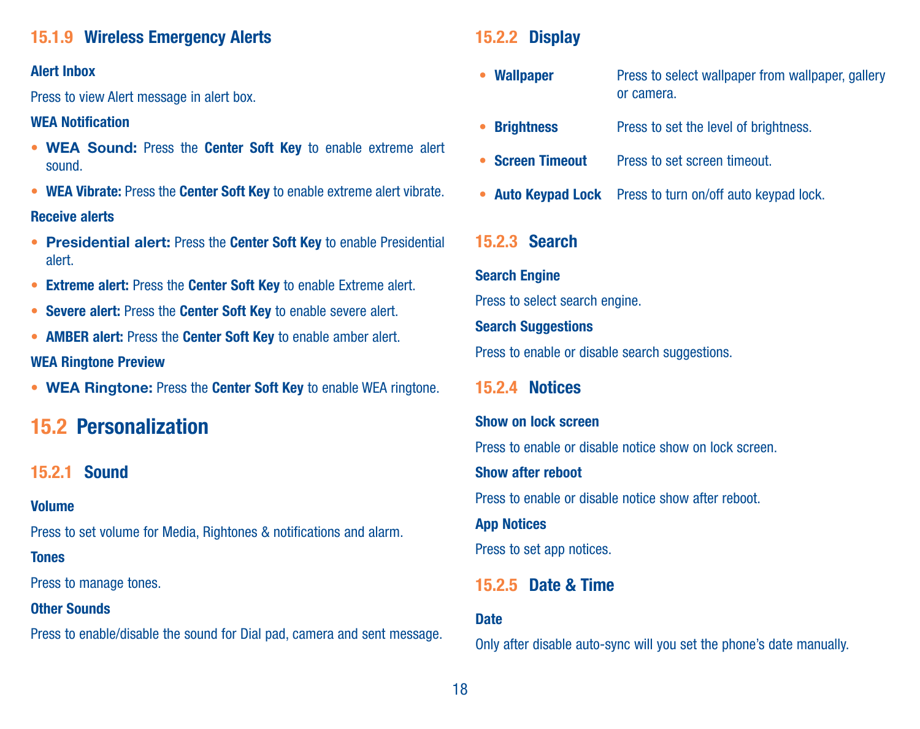### 15.1.9 Wireless Emergency Alerts

**Alert Inbox**

Press to view Alert message in alert box.

**WEA Notification**

- **WEA Sound:** Press the **Center Soft Key** to enable extreme alert sound.
- **WEA Vibrate:** Press the **Center Soft Key** to enable extreme alert vibrate.

**Receive alerts**

- **Presidential alert:** Press the **Center Soft Key** to enable Presidential alert.
- **Extreme alert:** Press the **Center Soft Key** to enable Extreme alert.
- **Severe alert:** Press the **Center Soft Key** to enable severe alert.
- **AMBER alert:** Press the **Center Soft Key** to enable amber alert.

**WEA Ringtone Preview**

- **WEA Ringtone:** Press the **Center Soft Key** to enable WEA ringtone.

## 15.2 Personalization

### 15.2.1 Sound

**Volume**

Press to set volume for Media, Rightones & notifications and alarm.

**Tones**

Press to manage tones.

**Other Sounds**

Press to enable/disable the sound for Dial pad, camera and sent message.

### 15.2.2 Display

- **Wallpaper** Press to select wallpaper from wallpaper, gallery or camera.
- **Brightness** Press to set the level of brightness.
- **Screen Timeout** Press to set screen timeout.
- **Auto Keypad Lock** Press to turn on/off auto keypad lock.

### 15.2.3 Search

**Search Engine**

Press to select search engine.

**Search Suggestions**

Press to enable or disable search suggestions.

### 15.2.4 Notices

**Show on lock screen**

Press to enable or disable notice show on lock screen.

**Show after reboot**

Press to enable or disable notice show after reboot.

**App Notices**

Press to set app notices.

### 15.2.5 Date & Time

**Date**

Only after disable auto-sync will you set the phone's date manually.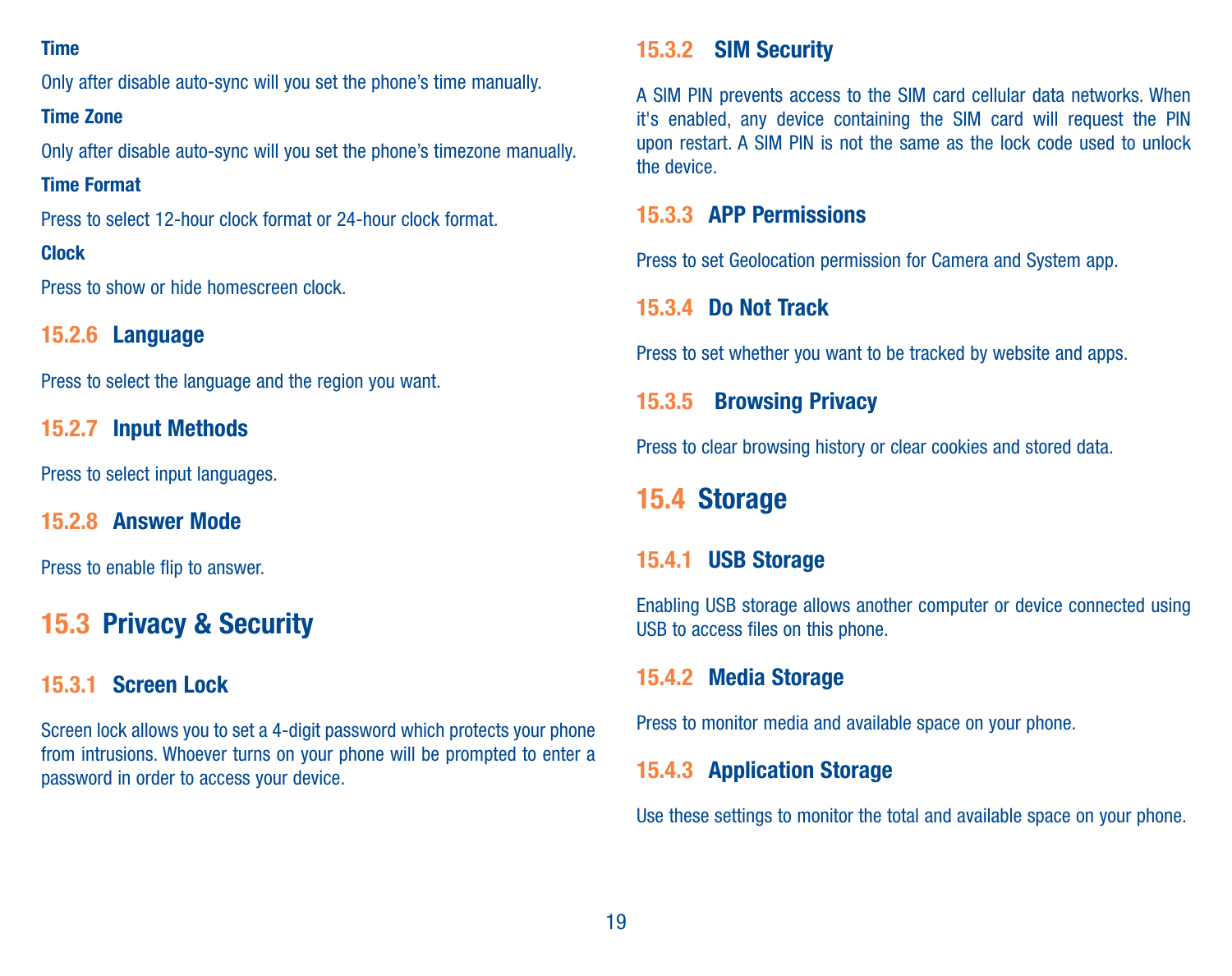**Time**

Only after disable auto-sync will you set the phone's time manually.

**Time Zone**

Only after disable auto-sync will you set the phone's timezone manually.

**Time Format**

Press to select 12-hour clock format or 24-hour clock format.

**Clock**

Press to show or hide homescreen clock.

### 15.2.6 Language

Press to select the language and the region you want.

### 15.2.7 Input Methods

Press to select input languages.

### 15.2.8 Answer Mode

Press to enable flip to answer.

## 15.3 Privacy & Security

### 15.3.1 Screen Lock

Screen lock allows you to set a 4-digit password which protects your phone from intrusions. Whoever turns on your phone will be prompted to enter a password in order to access your device.

### 15.3.2 SIM Security

A SIM PIN prevents access to the SIM card cellular data networks. When it's enabled, any device containing the SIM card will request the PIN upon restart. A SIM PIN is not the same as the lock code used to unlock the device.

### 15.3.3 APP Permissions

Press to set Geolocation permission for Camera and System app.

### 15.3.4 Do Not Track

Press to set whether you want to be tracked by website and apps.

### 15.3.5 Browsing Privacy

Press to clear browsing history or clear cookies and stored data.

## 15.4 Storage

### 15.4.1 USB Storage

Enabling USB storage allows another computer or device connected using USB to access files on this phone.

### 15.4.2 Media Storage

Press to monitor media and available space on your phone.

### 15.4.3 Application Storage

Use these settings to monitor the total and available space on your phone.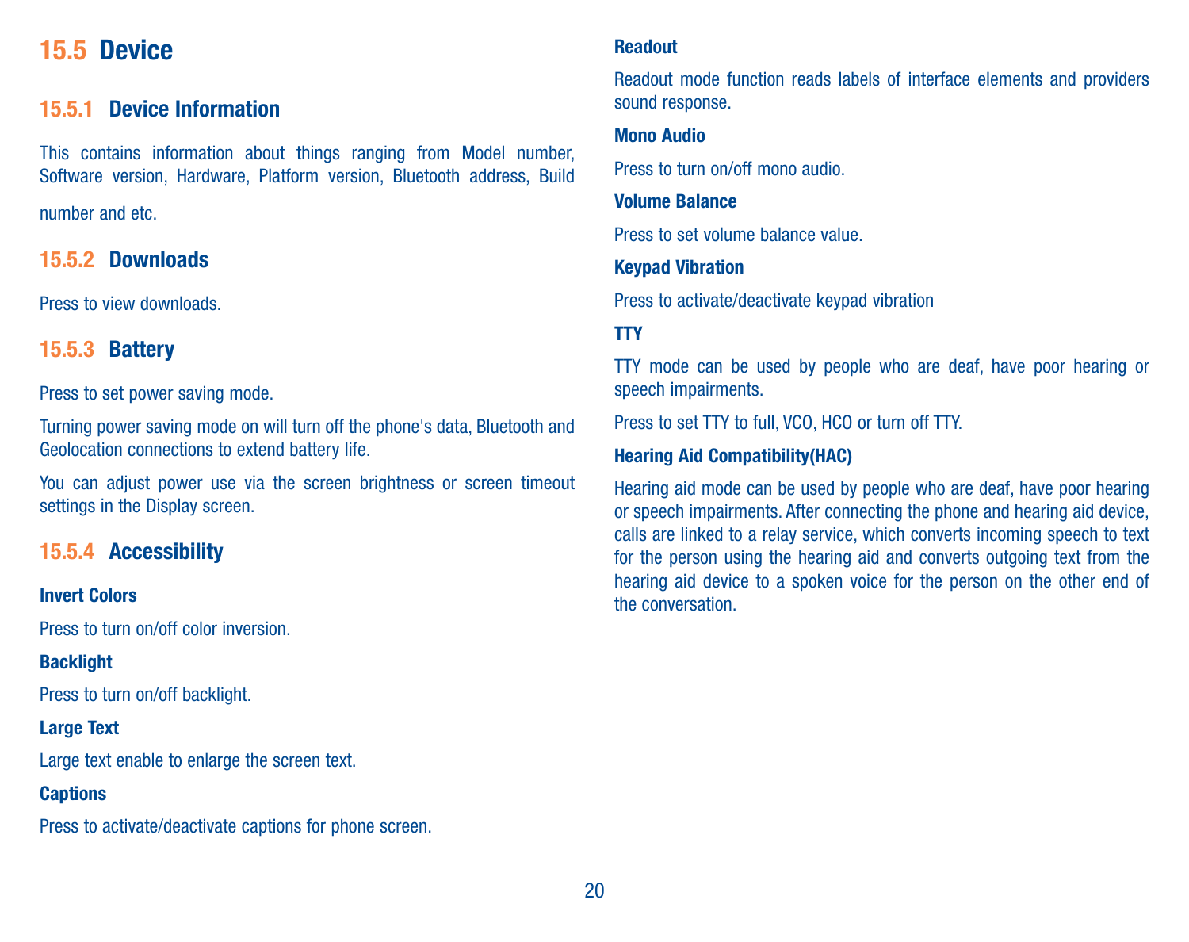## 15.5 Device

### 15.5.1 Device Information

This contains information about things ranging from Model number, Software version, Hardware, Platform version, Bluetooth address, Build number and etc.

### 15.5.2 Downloads

Press to view downloads.

### 15.5.3 Battery

Press to set power saving mode.

Turning power saving mode on will turn off the phone's data, Bluetooth and Geolocation connections to extend battery life.

You can adjust power use via the screen brightness or screen timeout settings in the Display screen.

### 15.5.4 Accessibility

**Invert Colors**

Press to turn on/off color inversion.

**Backlight**

Press to turn on/off backlight.

**Large Text**

Large text enable to enlarge the screen text.

**Captions**

Press to activate/deactivate captions for phone screen.

**Readout**

Readout mode function reads labels of interface elements and providers sound response.

**Mono Audio**

Press to turn on/off mono audio.

**Volume Balance**

Press to set volume balance value.

**Keypad Vibration**

Press to activate/deactivate keypad vibration

**TTY**

TTY mode can be used by people who are deaf, have poor hearing or speech impairments.

Press to set TTY to full, VCO, HCO or turn off TTY.

**Hearing Aid Compatibility(HAC)**

Hearing aid mode can be used by people who are deaf, have poor hearing or speech impairments. After connecting the phone and hearing aid device, calls are linked to a relay service, which converts incoming speech to text for the person using the hearing aid and converts outgoing text from the hearing aid device to a spoken voice for the person on the other end of the conversation.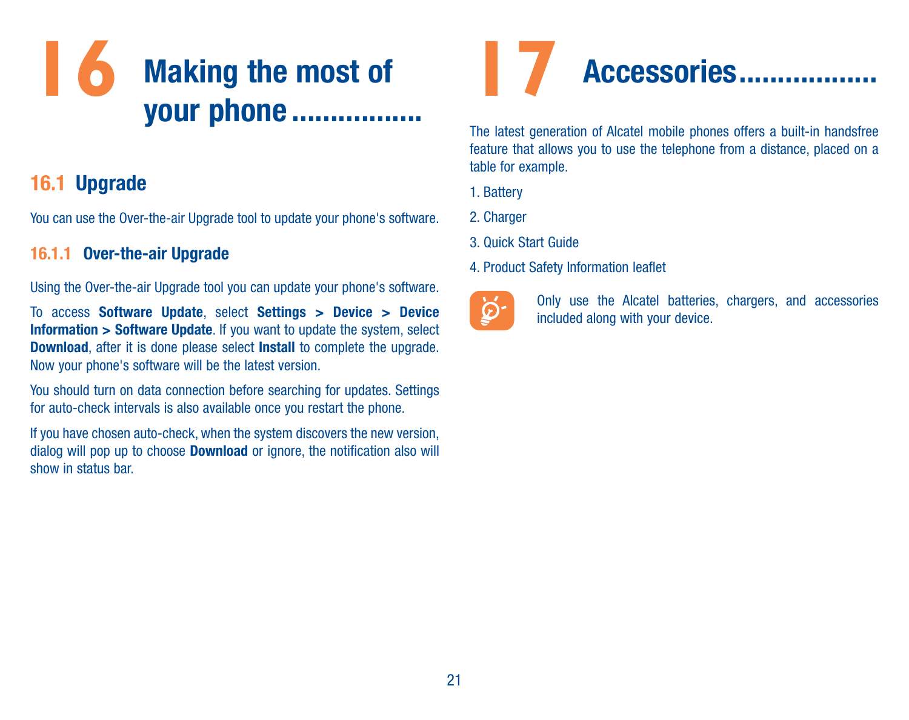# 16 Making the most of your phone

## 16.1 Upgrade

You can use the Over-the-air Upgrade tool to update your phone's software.

### 16.1.1 Over-the-air Upgrade

Using the Over-the-air Upgrade tool you can update your phone's software.

To access **Software Update**, select **Settings > Device > Device Information > Software Update**. If you want to update the system, select **Download**, after it is done please select **Install** to complete the upgrade. Now your phone's software will be the latest version.

You should turn on data connection before searching for updates. Settings for auto-check intervals is also available once you restart the phone.

If you have chosen auto-check, when the system discovers the new version, dialog will pop up to choose **Download** or ignore, the notification also will show in status bar.

# 17 Accessories

The latest generation of Alcatel mobile phones offers a built-in handsfree feature that allows you to use the telephone from a distance, placed on a table for example.

1. Battery
2. Charger
3. Quick Start Guide
4. Product Safety Information leaflet

Only use the Alcatel batteries, chargers, and accessories included along with your device.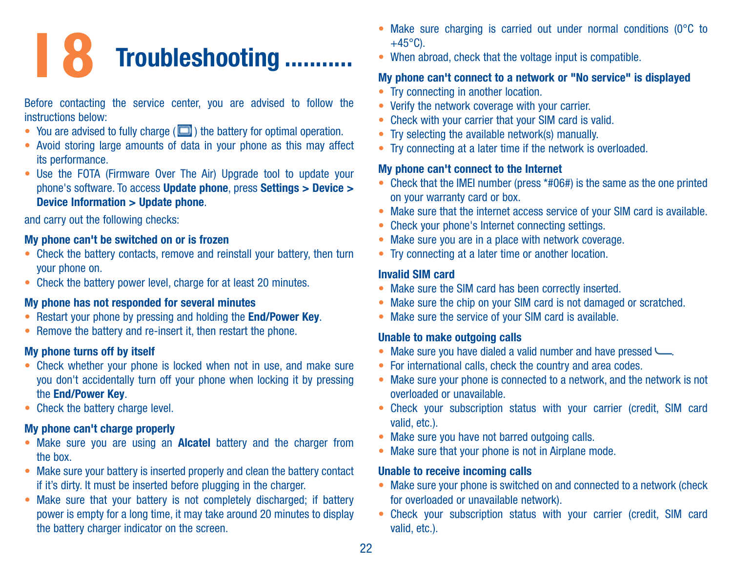# 18 Troubleshooting..........

Before contacting the service center, you are advised to follow the instructions below:

- You are advised to fully charge ( ) the battery for optimal operation.
- Avoid storing large amounts of data in your phone as this may affect its performance.
- Use the FOTA (Firmware Over The Air) Upgrade tool to update your phone's software. To access **Update phone**, press **Settings > Device > Device Information > Update phone**.

and carry out the following checks:

**My phone can't be switched on or is frozen**

- Check the battery contacts, remove and reinstall your battery, then turn your phone on.
- Check the battery power level, charge for at least 20 minutes.

**My phone has not responded for several minutes**

- Restart your phone by pressing and holding the **End/Power Key**.
- Remove the battery and re-insert it, then restart the phone.

**My phone turns off by itself**

- Check whether your phone is locked when not in use, and make sure you don't accidentally turn off your phone when locking it by pressing the **End/Power Key**.
- Check the battery charge level.

**My phone can't charge properly**

- Make sure you are using an **Alcatel** battery and the charger from the box.
- Make sure your battery is inserted properly and clean the battery contact if it's dirty. It must be inserted before plugging in the charger.
- Make sure that your battery is not completely discharged; if battery power is empty for a long time, it may take around 20 minutes to display the battery charger indicator on the screen.
- Make sure charging is carried out under normal conditions (0°C to +45°C).
- When abroad, check that the voltage input is compatible.

**My phone can't connect to a network or "No service" is displayed**

- Try connecting in another location.
- Verify the network coverage with your carrier.
- Check with your carrier that your SIM card is valid.
- Try selecting the available network(s) manually.
- Try connecting at a later time if the network is overloaded.

**My phone can't connect to the Internet**

- Check that the IMEI number (press *#06#) is the same as the one printed on your warranty card or box.
- Make sure that the internet access service of your SIM card is available.
- Check your phone's Internet connecting settings.
- Make sure you are in a place with network coverage.
- Try connecting at a later time or another location.

**Invalid SIM card**

- Make sure the SIM card has been correctly inserted.
- Make sure the chip on your SIM card is not damaged or scratched.
- Make sure the service of your SIM card is available.

**Unable to make outgoing calls**

- Make sure you have dialed a valid number and have pressed .
- For international calls, check the country and area codes.
- Make sure your phone is connected to a network, and the network is not overloaded or unavailable.
- Check your subscription status with your carrier (credit, SIM card valid, etc.).
- Make sure you have not barred outgoing calls.
- Make sure that your phone is not in Airplane mode.

**Unable to receive incoming calls**

- Make sure your phone is switched on and connected to a network (check for overloaded or unavailable network).
- Check your subscription status with your carrier (credit, SIM card valid, etc.).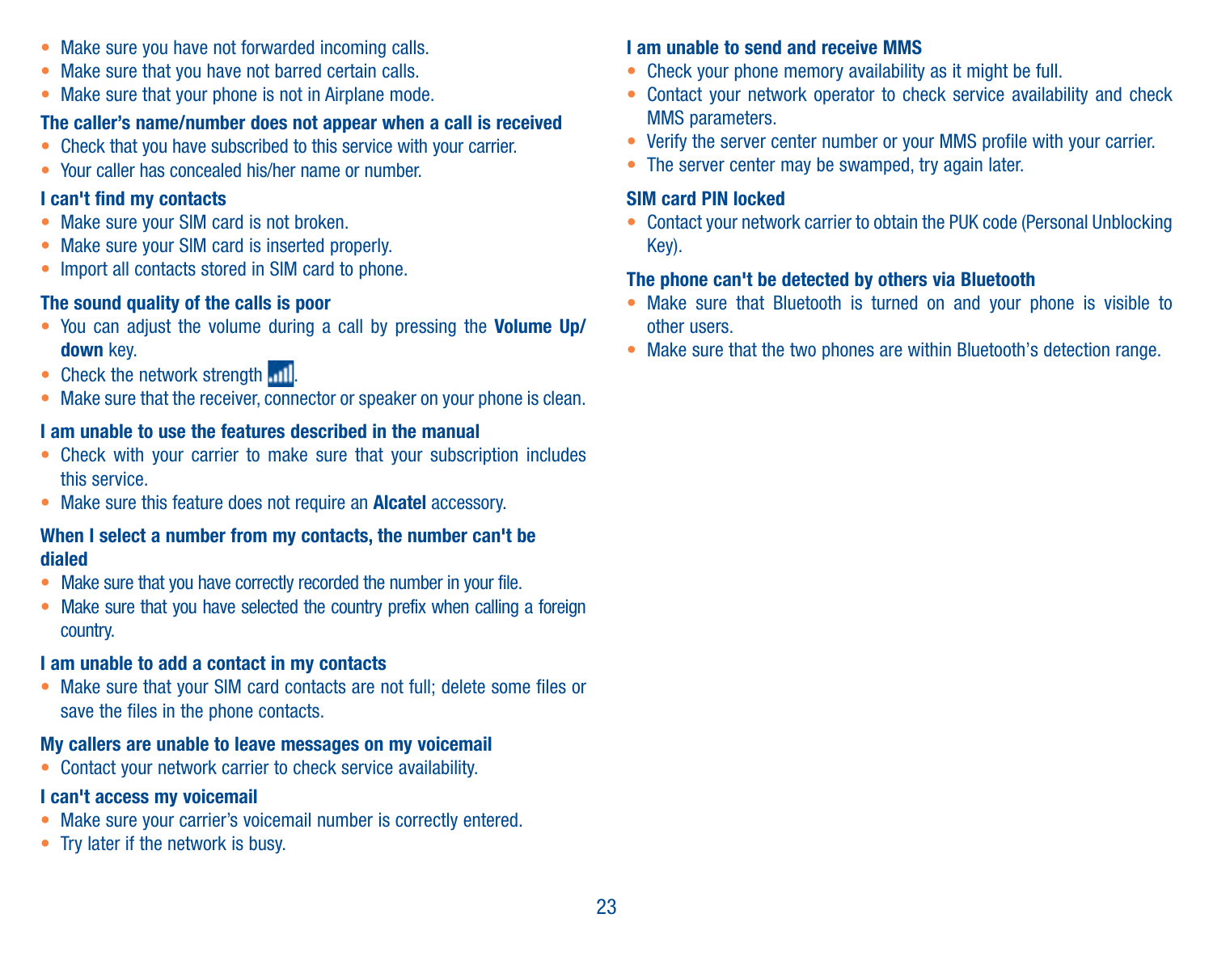- Make sure you have not forwarded incoming calls.
- Make sure that you have not barred certain calls.
- Make sure that your phone is not in Airplane mode.

**The caller's name/number does not appear when a call is received**

- Check that you have subscribed to this service with your carrier.
- Your caller has concealed his/her name or number.

**I can't find my contacts**

- Make sure your SIM card is not broken.
- Make sure your SIM card is inserted properly.
- Import all contacts stored in SIM card to phone.

**The sound quality of the calls is poor**

- You can adjust the volume during a call by pressing the **Volume Up/down** key.
- Check the network strength .
- Make sure that the receiver, connector or speaker on your phone is clean.

**I am unable to use the features described in the manual**

- Check with your carrier to make sure that your subscription includes this service.
- Make sure this feature does not require an **Alcatel** accessory.

**When I select a number from my contacts, the number can't be dialed**

- Make sure that you have correctly recorded the number in your file.
- Make sure that you have selected the country prefix when calling a foreign country.

**I am unable to add a contact in my contacts**

- Make sure that your SIM card contacts are not full; delete some files or save the files in the phone contacts.

**My callers are unable to leave messages on my voicemail**

- Contact your network carrier to check service availability.

**I can't access my voicemail**

- Make sure your carrier's voicemail number is correctly entered.
- Try later if the network is busy.

**I am unable to send and receive MMS**

- Check your phone memory availability as it might be full.
- Contact your network operator to check service availability and check MMS parameters.
- Verify the server center number or your MMS profile with your carrier.
- The server center may be swamped, try again later.

**SIM card PIN locked**

- Contact your network carrier to obtain the PUK code (Personal Unblocking Key).

**The phone can't be detected by others via Bluetooth**

- Make sure that Bluetooth is turned on and your phone is visible to other users.
- Make sure that the two phones are within Bluetooth's detection range.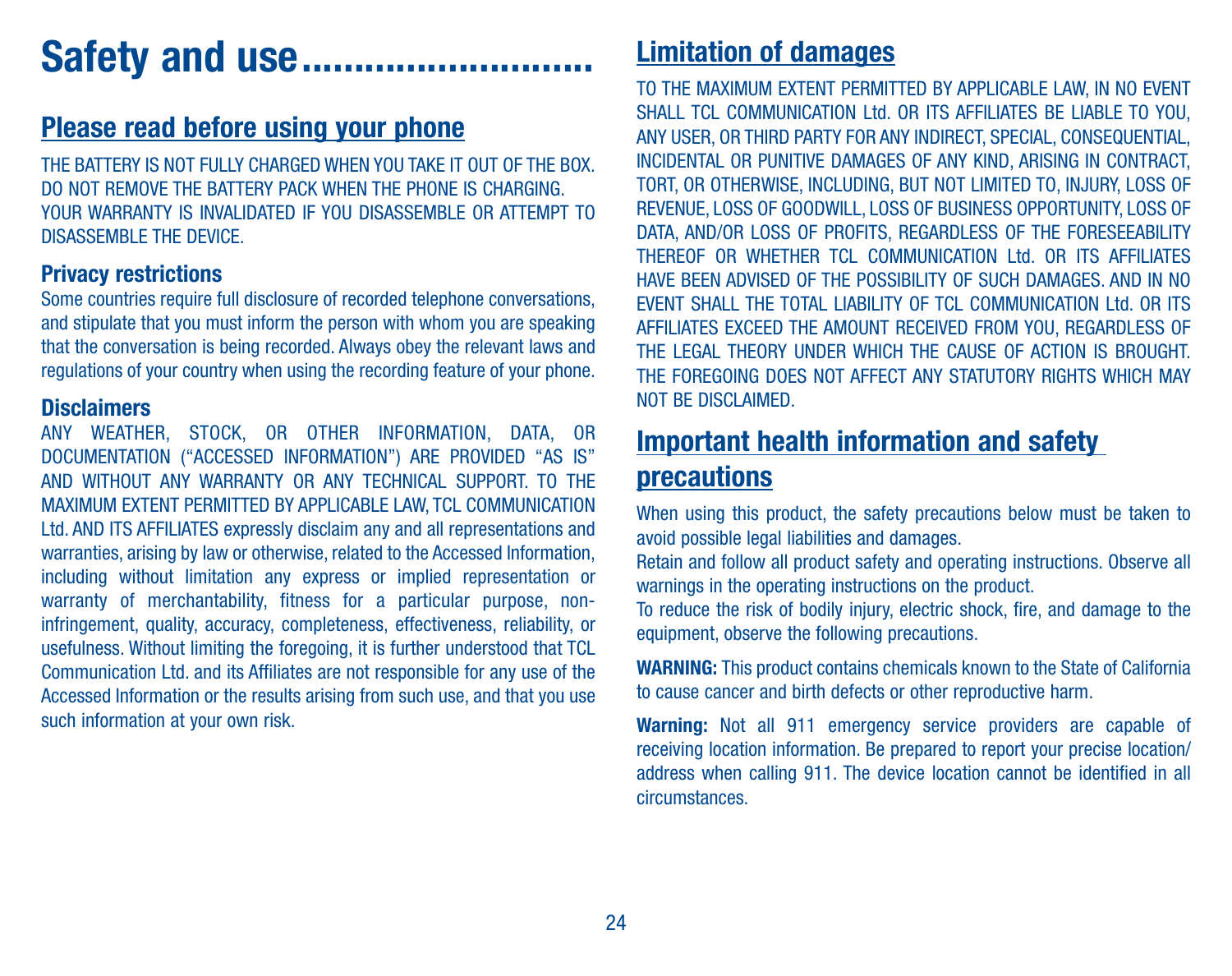# Safety and use

## Please read before using your phone

THE BATTERY IS NOT FULLY CHARGED WHEN YOU TAKE IT OUT OF THE BOX. DO NOT REMOVE THE BATTERY PACK WHEN THE PHONE IS CHARGING.
YOUR WARRANTY IS INVALIDATED IF YOU DISASSEMBLE OR ATTEMPT TO DISASSEMBLE THE DEVICE.

### Privacy restrictions

Some countries require full disclosure of recorded telephone conversations, and stipulate that you must inform the person with whom you are speaking that the conversation is being recorded. Always obey the relevant laws and regulations of your country when using the recording feature of your phone.

### Disclaimers

ANY WEATHER, STOCK, OR OTHER INFORMATION, DATA, OR DOCUMENTATION ("ACCESSED INFORMATION") ARE PROVIDED "AS IS" AND WITHOUT ANY WARRANTY OR ANY TECHNICAL SUPPORT. TO THE MAXIMUM EXTENT PERMITTED BY APPLICABLE LAW, TCL COMMUNICATION Ltd. AND ITS AFFILIATES expressly disclaim any and all representations and warranties, arising by law or otherwise, related to the Accessed Information, including without limitation any express or implied representation or warranty of merchantability, fitness for a particular purpose, non-infringement, quality, accuracy, completeness, effectiveness, reliability, or usefulness. Without limiting the foregoing, it is further understood that TCL Communication Ltd. and its Affiliates are not responsible for any use of the Accessed Information or the results arising from such use, and that you use such information at your own risk.

## Limitation of damages

TO THE MAXIMUM EXTENT PERMITTED BY APPLICABLE LAW, IN NO EVENT SHALL TCL COMMUNICATION Ltd. OR ITS AFFILIATES BE LIABLE TO YOU, ANY USER, OR THIRD PARTY FOR ANY INDIRECT, SPECIAL, CONSEQUENTIAL, INCIDENTAL OR PUNITIVE DAMAGES OF ANY KIND, ARISING IN CONTRACT, TORT, OR OTHERWISE, INCLUDING, BUT NOT LIMITED TO, INJURY, LOSS OF REVENUE, LOSS OF GOODWILL, LOSS OF BUSINESS OPPORTUNITY, LOSS OF DATA, AND/OR LOSS OF PROFITS, REGARDLESS OF THE FORESEEABILITY THEREOF OR WHETHER TCL COMMUNICATION Ltd. OR ITS AFFILIATES HAVE BEEN ADVISED OF THE POSSIBILITY OF SUCH DAMAGES. AND IN NO EVENT SHALL THE TOTAL LIABILITY OF TCL COMMUNICATION Ltd. OR ITS AFFILIATES EXCEED THE AMOUNT RECEIVED FROM YOU, REGARDLESS OF THE LEGAL THEORY UNDER WHICH THE CAUSE OF ACTION IS BROUGHT. THE FOREGOING DOES NOT AFFECT ANY STATUTORY RIGHTS WHICH MAY NOT BE DISCLAIMED.

## Important health information and safety precautions

When using this product, the safety precautions below must be taken to avoid possible legal liabilities and damages.
Retain and follow all product safety and operating instructions. Observe all warnings in the operating instructions on the product.
To reduce the risk of bodily injury, electric shock, fire, and damage to the equipment, observe the following precautions.

**WARNING:** This product contains chemicals known to the State of California to cause cancer and birth defects or other reproductive harm.

**Warning:** Not all 911 emergency service providers are capable of receiving location information. Be prepared to report your precise location/address when calling 911. The device location cannot be identified in all circumstances.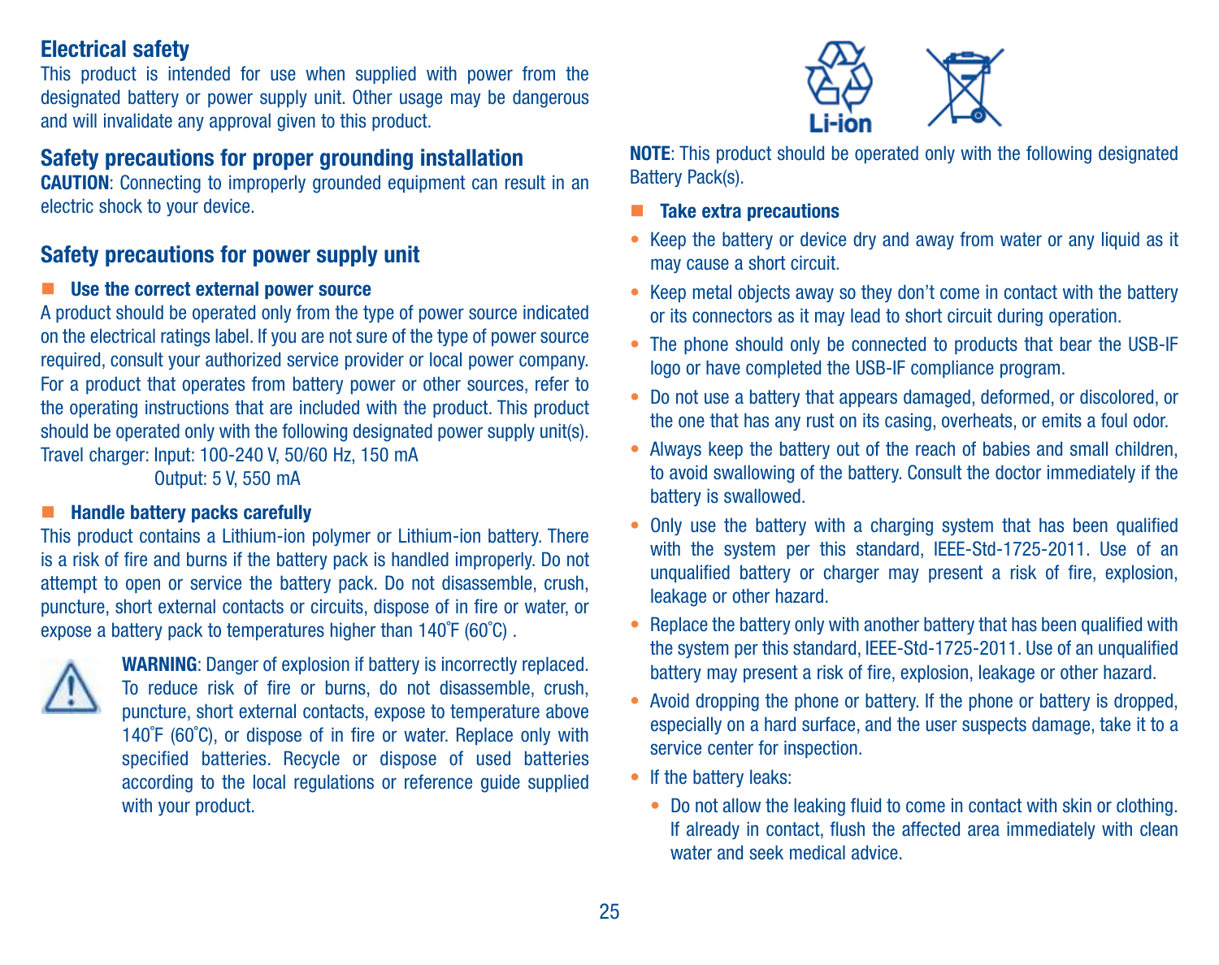## Electrical safety

This product is intended for use when supplied with power from the designated battery or power supply unit. Other usage may be dangerous and will invalidate any approval given to this product.

## Safety precautions for proper grounding installation

**CAUTION**: Connecting to improperly grounded equipment can result in an electric shock to your device.

## Safety precautions for power supply unit

### Use the correct external power source

A product should be operated only from the type of power source indicated on the electrical ratings label. If you are not sure of the type of power source required, consult your authorized service provider or local power company. For a product that operates from battery power or other sources, refer to the operating instructions that are included with the product. This product should be operated only with the following designated power supply unit(s).

Travel charger: Input: 100-240 V, 50/60 Hz, 150 mA
Output: 5 V, 550 mA

### Handle battery packs carefully

This product contains a Lithium-ion polymer or Lithium-ion battery. There is a risk of fire and burns if the battery pack is handled improperly. Do not attempt to open or service the battery pack. Do not disassemble, crush, puncture, short external contacts or circuits, dispose of in fire or water, or expose a battery pack to temperatures higher than 140˚F (60˚C) .

**WARNING**: Danger of explosion if battery is incorrectly replaced. To reduce risk of fire or burns, do not disassemble, crush, puncture, short external contacts, expose to temperature above 140˚F (60˚C), or dispose of in fire or water. Replace only with specified batteries. Recycle or dispose of used batteries according to the local regulations or reference guide supplied with your product.

Li-ion

**NOTE**: This product should be operated only with the following designated Battery Pack(s).

### Take extra precautions

- Keep the battery or device dry and away from water or any liquid as it may cause a short circuit.
- Keep metal objects away so they don't come in contact with the battery or its connectors as it may lead to short circuit during operation.
- The phone should only be connected to products that bear the USB-IF logo or have completed the USB-IF compliance program.
- Do not use a battery that appears damaged, deformed, or discolored, or the one that has any rust on its casing, overheats, or emits a foul odor.
- Always keep the battery out of the reach of babies and small children, to avoid swallowing of the battery. Consult the doctor immediately if the battery is swallowed.
- Only use the battery with a charging system that has been qualified with the system per this standard, IEEE-Std-1725-2011. Use of an unqualified battery or charger may present a risk of fire, explosion, leakage or other hazard.
- Replace the battery only with another battery that has been qualified with the system per this standard, IEEE-Std-1725-2011. Use of an unqualified battery may present a risk of fire, explosion, leakage or other hazard.
- Avoid dropping the phone or battery. If the phone or battery is dropped, especially on a hard surface, and the user suspects damage, take it to a service center for inspection.
- If the battery leaks:
    - Do not allow the leaking fluid to come in contact with skin or clothing. If already in contact, flush the affected area immediately with clean water and seek medical advice.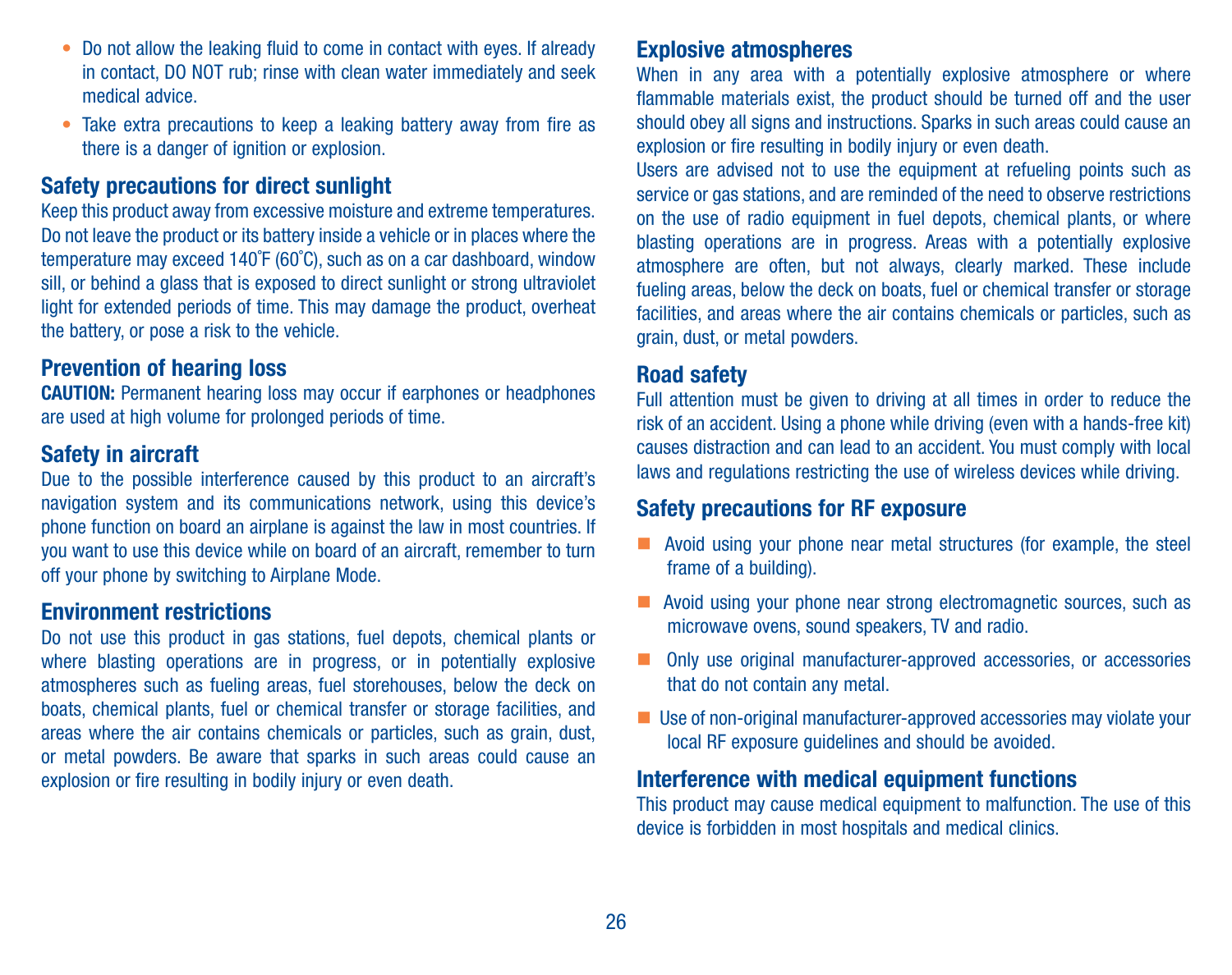- Do not allow the leaking fluid to come in contact with eyes. If already in contact, DO NOT rub; rinse with clean water immediately and seek medical advice.
- Take extra precautions to keep a leaking battery away from fire as there is a danger of ignition or explosion.

## Safety precautions for direct sunlight

Keep this product away from excessive moisture and extreme temperatures. Do not leave the product or its battery inside a vehicle or in places where the temperature may exceed 140˚F (60˚C), such as on a car dashboard, window sill, or behind a glass that is exposed to direct sunlight or strong ultraviolet light for extended periods of time. This may damage the product, overheat the battery, or pose a risk to the vehicle.

## Prevention of hearing loss

**CAUTION:** Permanent hearing loss may occur if earphones or headphones are used at high volume for prolonged periods of time.

## Safety in aircraft

Due to the possible interference caused by this product to an aircraft's navigation system and its communications network, using this device's phone function on board an airplane is against the law in most countries. If you want to use this device while on board of an aircraft, remember to turn off your phone by switching to Airplane Mode.

## Environment restrictions

Do not use this product in gas stations, fuel depots, chemical plants or where blasting operations are in progress, or in potentially explosive atmospheres such as fueling areas, fuel storehouses, below the deck on boats, chemical plants, fuel or chemical transfer or storage facilities, and areas where the air contains chemicals or particles, such as grain, dust, or metal powders. Be aware that sparks in such areas could cause an explosion or fire resulting in bodily injury or even death.

## Explosive atmospheres

When in any area with a potentially explosive atmosphere or where flammable materials exist, the product should be turned off and the user should obey all signs and instructions. Sparks in such areas could cause an explosion or fire resulting in bodily injury or even death.

Users are advised not to use the equipment at refueling points such as service or gas stations, and are reminded of the need to observe restrictions on the use of radio equipment in fuel depots, chemical plants, or where blasting operations are in progress. Areas with a potentially explosive atmosphere are often, but not always, clearly marked. These include fueling areas, below the deck on boats, fuel or chemical transfer or storage facilities, and areas where the air contains chemicals or particles, such as grain, dust, or metal powders.

## Road safety

Full attention must be given to driving at all times in order to reduce the risk of an accident. Using a phone while driving (even with a hands-free kit) causes distraction and can lead to an accident. You must comply with local laws and regulations restricting the use of wireless devices while driving.

## Safety precautions for RF exposure

- Avoid using your phone near metal structures (for example, the steel frame of a building).
- Avoid using your phone near strong electromagnetic sources, such as microwave ovens, sound speakers, TV and radio.
- Only use original manufacturer-approved accessories, or accessories that do not contain any metal.
- Use of non-original manufacturer-approved accessories may violate your local RF exposure guidelines and should be avoided.

## Interference with medical equipment functions

This product may cause medical equipment to malfunction. The use of this device is forbidden in most hospitals and medical clinics.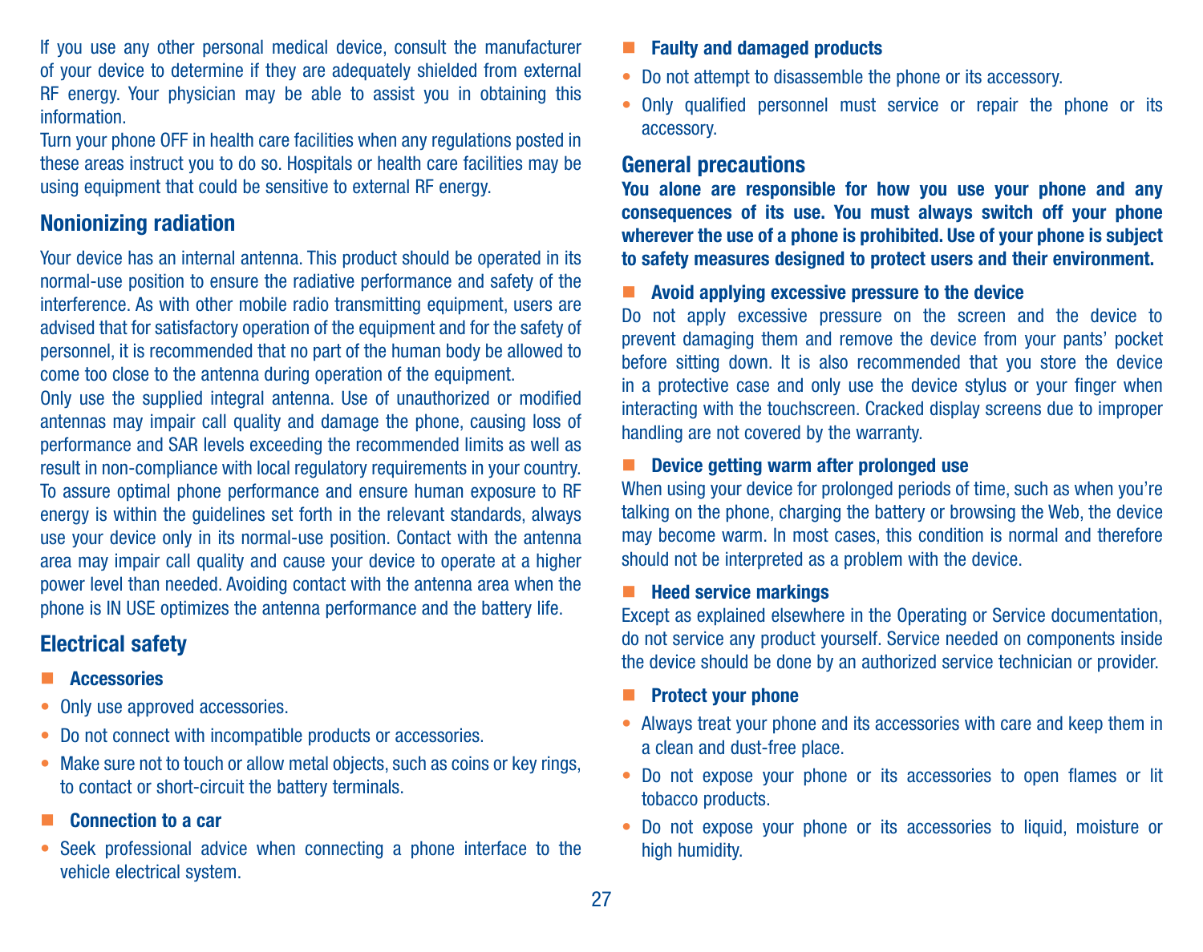If you use any other personal medical device, consult the manufacturer of your device to determine if they are adequately shielded from external RF energy. Your physician may be able to assist you in obtaining this information.

Turn your phone OFF in health care facilities when any regulations posted in these areas instruct you to do so. Hospitals or health care facilities may be using equipment that could be sensitive to external RF energy.

## Nonionizing radiation

Your device has an internal antenna. This product should be operated in its normal-use position to ensure the radiative performance and safety of the interference. As with other mobile radio transmitting equipment, users are advised that for satisfactory operation of the equipment and for the safety of personnel, it is recommended that no part of the human body be allowed to come too close to the antenna during operation of the equipment.

Only use the supplied integral antenna. Use of unauthorized or modified antennas may impair call quality and damage the phone, causing loss of performance and SAR levels exceeding the recommended limits as well as result in non-compliance with local regulatory requirements in your country.

To assure optimal phone performance and ensure human exposure to RF energy is within the guidelines set forth in the relevant standards, always use your device only in its normal-use position. Contact with the antenna area may impair call quality and cause your device to operate at a higher power level than needed. Avoiding contact with the antenna area when the phone is IN USE optimizes the antenna performance and the battery life.

## Electrical safety

### Accessories

- Only use approved accessories.
- Do not connect with incompatible products or accessories.
- Make sure not to touch or allow metal objects, such as coins or key rings, to contact or short-circuit the battery terminals.

### Connection to a car

- Seek professional advice when connecting a phone interface to the vehicle electrical system.

### Faulty and damaged products

- Do not attempt to disassemble the phone or its accessory.
- Only qualified personnel must service or repair the phone or its accessory.

## General precautions

**You alone are responsible for how you use your phone and any consequences of its use. You must always switch off your phone wherever the use of a phone is prohibited. Use of your phone is subject to safety measures designed to protect users and their environment.**

### Avoid applying excessive pressure to the device

Do not apply excessive pressure on the screen and the device to prevent damaging them and remove the device from your pants' pocket before sitting down. It is also recommended that you store the device in a protective case and only use the device stylus or your finger when interacting with the touchscreen. Cracked display screens due to improper handling are not covered by the warranty.

### Device getting warm after prolonged use

When using your device for prolonged periods of time, such as when you're talking on the phone, charging the battery or browsing the Web, the device may become warm. In most cases, this condition is normal and therefore should not be interpreted as a problem with the device.

### Heed service markings

Except as explained elsewhere in the Operating or Service documentation, do not service any product yourself. Service needed on components inside the device should be done by an authorized service technician or provider.

### Protect your phone

- Always treat your phone and its accessories with care and keep them in a clean and dust-free place.
- Do not expose your phone or its accessories to open flames or lit tobacco products.
- Do not expose your phone or its accessories to liquid, moisture or high humidity.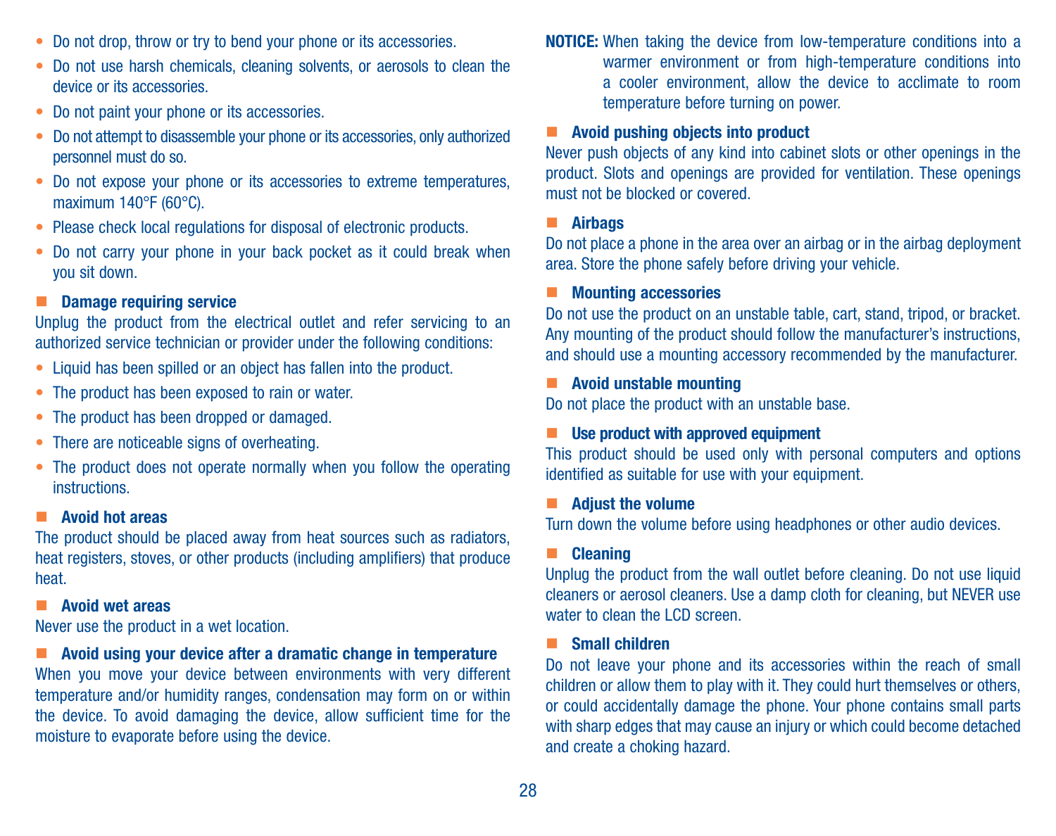- Do not drop, throw or try to bend your phone or its accessories.
- Do not use harsh chemicals, cleaning solvents, or aerosols to clean the device or its accessories.
- Do not paint your phone or its accessories.
- Do not attempt to disassemble your phone or its accessories, only authorized personnel must do so.
- Do not expose your phone or its accessories to extreme temperatures, maximum 140°F (60°C).
- Please check local regulations for disposal of electronic products.
- Do not carry your phone in your back pocket as it could break when you sit down.

### Damage requiring service

Unplug the product from the electrical outlet and refer servicing to an authorized service technician or provider under the following conditions:

- Liquid has been spilled or an object has fallen into the product.
- The product has been exposed to rain or water.
- The product has been dropped or damaged.
- There are noticeable signs of overheating.
- The product does not operate normally when you follow the operating instructions.

### Avoid hot areas

The product should be placed away from heat sources such as radiators, heat registers, stoves, or other products (including amplifiers) that produce heat.

### Avoid wet areas

Never use the product in a wet location.

### Avoid using your device after a dramatic change in temperature

When you move your device between environments with very different temperature and/or humidity ranges, condensation may form on or within the device. To avoid damaging the device, allow sufficient time for the moisture to evaporate before using the device.

**NOTICE:** When taking the device from low-temperature conditions into a warmer environment or from high-temperature conditions into a cooler environment, allow the device to acclimate to room temperature before turning on power.

### Avoid pushing objects into product

Never push objects of any kind into cabinet slots or other openings in the product. Slots and openings are provided for ventilation. These openings must not be blocked or covered.

### Airbags

Do not place a phone in the area over an airbag or in the airbag deployment area. Store the phone safely before driving your vehicle.

### Mounting accessories

Do not use the product on an unstable table, cart, stand, tripod, or bracket. Any mounting of the product should follow the manufacturer's instructions, and should use a mounting accessory recommended by the manufacturer.

### Avoid unstable mounting

Do not place the product with an unstable base.

### Use product with approved equipment

This product should be used only with personal computers and options identified as suitable for use with your equipment.

### Adjust the volume

Turn down the volume before using headphones or other audio devices.

### Cleaning

Unplug the product from the wall outlet before cleaning. Do not use liquid cleaners or aerosol cleaners. Use a damp cloth for cleaning, but NEVER use water to clean the LCD screen.

### Small children

Do not leave your phone and its accessories within the reach of small children or allow them to play with it. They could hurt themselves or others, or could accidentally damage the phone. Your phone contains small parts with sharp edges that may cause an injury or which could become detached and create a choking hazard.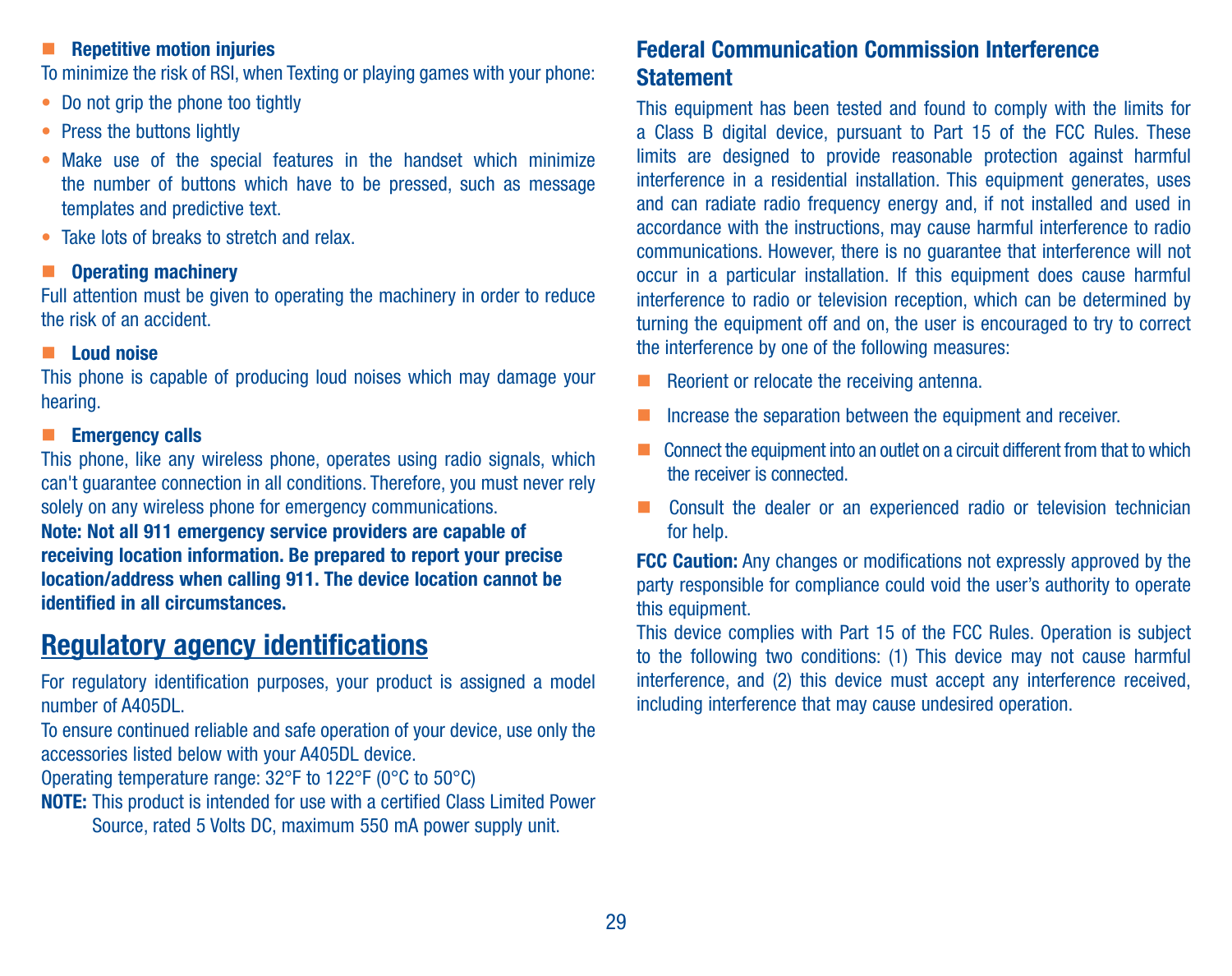- **Repetitive motion injuries**

To minimize the risk of RSI, when Texting or playing games with your phone:

- Do not grip the phone too tightly
- Press the buttons lightly
- Make use of the special features in the handset which minimize the number of buttons which have to be pressed, such as message templates and predictive text.
- Take lots of breaks to stretch and relax.

- **Operating machinery**

Full attention must be given to operating the machinery in order to reduce the risk of an accident.

- **Loud noise**

This phone is capable of producing loud noises which may damage your hearing.

- **Emergency calls**

This phone, like any wireless phone, operates using radio signals, which can't guarantee connection in all conditions. Therefore, you must never rely solely on any wireless phone for emergency communications.

**Note: Not all 911 emergency service providers are capable of receiving location information. Be prepared to report your precise location/address when calling 911. The device location cannot be identified in all circumstances.**

## Regulatory agency identifications

For regulatory identification purposes, your product is assigned a model number of A405DL.

To ensure continued reliable and safe operation of your device, use only the accessories listed below with your A405DL device.

Operating temperature range: 32°F to 122°F (0°C to 50°C)

**NOTE:** This product is intended for use with a certified Class Limited Power Source, rated 5 Volts DC, maximum 550 mA power supply unit.

### Federal Communication Commission Interference Statement

This equipment has been tested and found to comply with the limits for a Class B digital device, pursuant to Part 15 of the FCC Rules. These limits are designed to provide reasonable protection against harmful interference in a residential installation. This equipment generates, uses and can radiate radio frequency energy and, if not installed and used in accordance with the instructions, may cause harmful interference to radio communications. However, there is no guarantee that interference will not occur in a particular installation. If this equipment does cause harmful interference to radio or television reception, which can be determined by turning the equipment off and on, the user is encouraged to try to correct the interference by one of the following measures:

- Reorient or relocate the receiving antenna.
- Increase the separation between the equipment and receiver.
- Connect the equipment into an outlet on a circuit different from that to which the receiver is connected.
- Consult the dealer or an experienced radio or television technician for help.

**FCC Caution:** Any changes or modifications not expressly approved by the party responsible for compliance could void the user's authority to operate this equipment.

This device complies with Part 15 of the FCC Rules. Operation is subject to the following two conditions: (1) This device may not cause harmful interference, and (2) this device must accept any interference received, including interference that may cause undesired operation.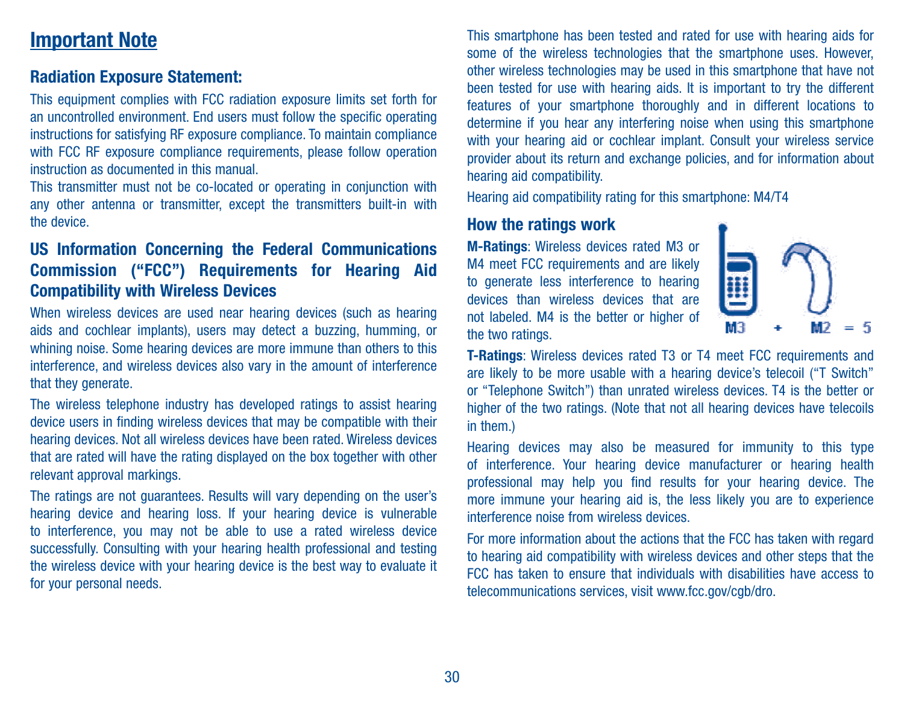# Important Note

### Radiation Exposure Statement:

This equipment complies with FCC radiation exposure limits set forth for an uncontrolled environment. End users must follow the specific operating instructions for satisfying RF exposure compliance. To maintain compliance with FCC RF exposure compliance requirements, please follow operation instruction as documented in this manual.

This transmitter must not be co-located or operating in conjunction with any other antenna or transmitter, except the transmitters built-in with the device.

### US Information Concerning the Federal Communications Commission ("FCC") Requirements for Hearing Aid Compatibility with Wireless Devices

When wireless devices are used near hearing devices (such as hearing aids and cochlear implants), users may detect a buzzing, humming, or whining noise. Some hearing devices are more immune than others to this interference, and wireless devices also vary in the amount of interference that they generate.

The wireless telephone industry has developed ratings to assist hearing device users in finding wireless devices that may be compatible with their hearing devices. Not all wireless devices have been rated. Wireless devices that are rated will have the rating displayed on the box together with other relevant approval markings.

The ratings are not guarantees. Results will vary depending on the user's hearing device and hearing loss. If your hearing device is vulnerable to interference, you may not be able to use a rated wireless device successfully. Consulting with your hearing health professional and testing the wireless device with your hearing device is the best way to evaluate it for your personal needs.

This smartphone has been tested and rated for use with hearing aids for some of the wireless technologies that the smartphone uses. However, other wireless technologies may be used in this smartphone that have not been tested for use with hearing aids. It is important to try the different features of your smartphone thoroughly and in different locations to determine if you hear any interfering noise when using this smartphone with your hearing aid or cochlear implant. Consult your wireless service provider about its return and exchange policies, and for information about hearing aid compatibility.

Hearing aid compatibility rating for this smartphone: M4/T4

### How the ratings work

**M-Ratings**: Wireless devices rated M3 or M4 meet FCC requirements and are likely to generate less interference to hearing devices than wireless devices that are not labeled. M4 is the better or higher of the two ratings.

M3 + M2 = 5

**T-Ratings**: Wireless devices rated T3 or T4 meet FCC requirements and are likely to be more usable with a hearing device's telecoil ("T Switch" or "Telephone Switch") than unrated wireless devices. T4 is the better or higher of the two ratings. (Note that not all hearing devices have telecoils in them.)

Hearing devices may also be measured for immunity to this type of interference. Your hearing device manufacturer or hearing health professional may help you find results for your hearing device. The more immune your hearing aid is, the less likely you are to experience interference noise from wireless devices.

For more information about the actions that the FCC has taken with regard to hearing aid compatibility with wireless devices and other steps that the FCC has taken to ensure that individuals with disabilities have access to telecommunications services, visit www.fcc.gov/cgb/dro.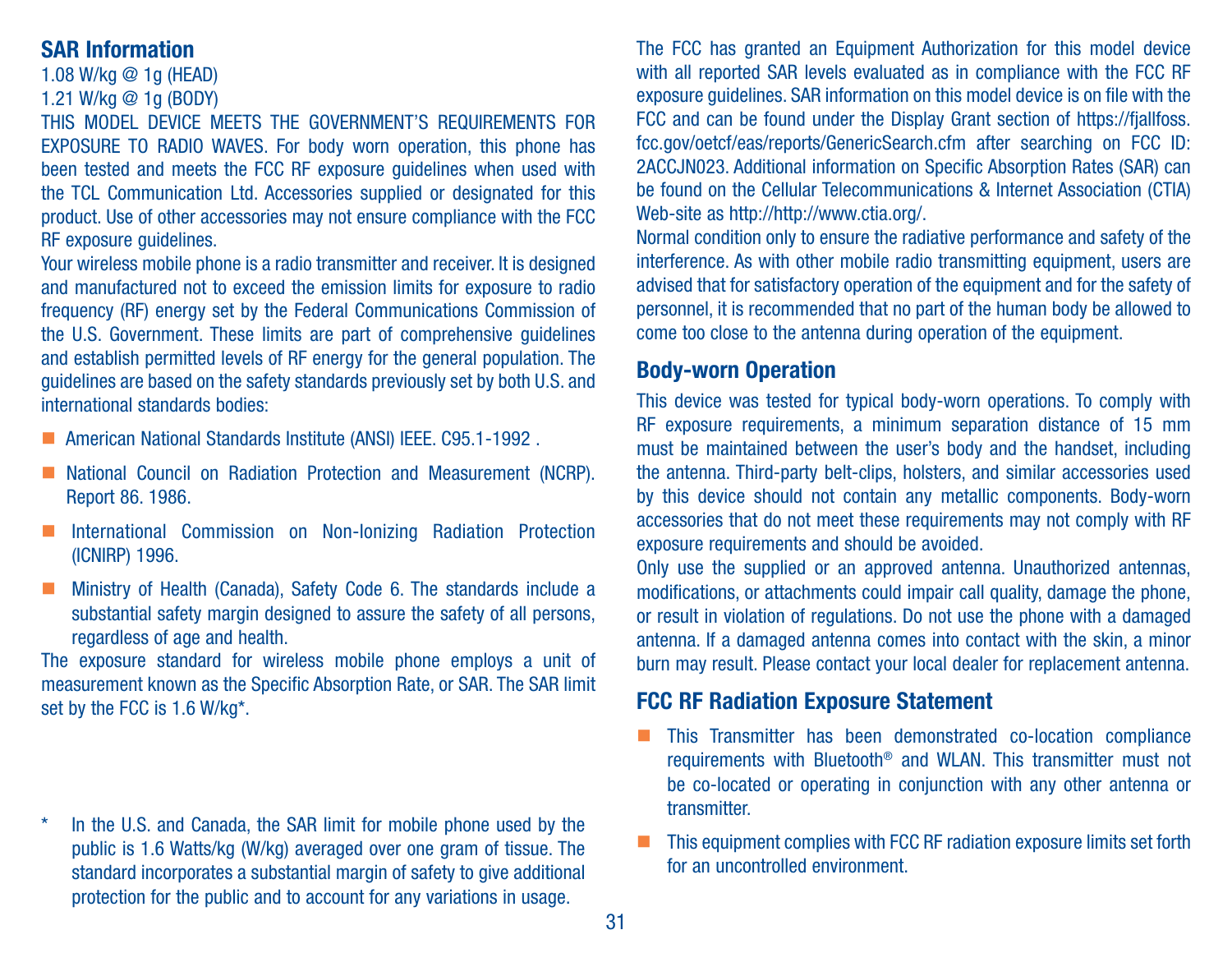## SAR Information

1.08 W/kg @ 1g (HEAD)
1.21 W/kg @ 1g (BODY)

THIS MODEL DEVICE MEETS THE GOVERNMENT'S REQUIREMENTS FOR EXPOSURE TO RADIO WAVES. For body worn operation, this phone has been tested and meets the FCC RF exposure guidelines when used with the TCL Communication Ltd. Accessories supplied or designated for this product. Use of other accessories may not ensure compliance with the FCC RF exposure guidelines.

Your wireless mobile phone is a radio transmitter and receiver. It is designed and manufactured not to exceed the emission limits for exposure to radio frequency (RF) energy set by the Federal Communications Commission of the U.S. Government. These limits are part of comprehensive guidelines and establish permitted levels of RF energy for the general population. The guidelines are based on the safety standards previously set by both U.S. and international standards bodies:

- American National Standards Institute (ANSI) IEEE. C95.1-1992 .
- National Council on Radiation Protection and Measurement (NCRP). Report 86. 1986.
- International Commission on Non-Ionizing Radiation Protection (ICNIRP) 1996.
- Ministry of Health (Canada), Safety Code 6. The standards include a substantial safety margin designed to assure the safety of all persons, regardless of age and health.

The exposure standard for wireless mobile phone employs a unit of measurement known as the Specific Absorption Rate, or SAR. The SAR limit set by the FCC is 1.6 W/kg*.

\* In the U.S. and Canada, the SAR limit for mobile phone used by the public is 1.6 Watts/kg (W/kg) averaged over one gram of tissue. The standard incorporates a substantial margin of safety to give additional protection for the public and to account for any variations in usage.

The FCC has granted an Equipment Authorization for this model device with all reported SAR levels evaluated as in compliance with the FCC RF exposure guidelines. SAR information on this model device is on file with the FCC and can be found under the Display Grant section of https://fjallfoss.fcc.gov/oetcf/eas/reports/GenericSearch.cfm after searching on FCC ID: 2ACCJN023. Additional information on Specific Absorption Rates (SAR) can be found on the Cellular Telecommunications & Internet Association (CTIA) Web-site as http://http://www.ctia.org/.

Normal condition only to ensure the radiative performance and safety of the interference. As with other mobile radio transmitting equipment, users are advised that for satisfactory operation of the equipment and for the safety of personnel, it is recommended that no part of the human body be allowed to come too close to the antenna during operation of the equipment.

## Body-worn Operation

This device was tested for typical body-worn operations. To comply with RF exposure requirements, a minimum separation distance of 15 mm must be maintained between the user's body and the handset, including the antenna. Third-party belt-clips, holsters, and similar accessories used by this device should not contain any metallic components. Body-worn accessories that do not meet these requirements may not comply with RF exposure requirements and should be avoided.

Only use the supplied or an approved antenna. Unauthorized antennas, modifications, or attachments could impair call quality, damage the phone, or result in violation of regulations. Do not use the phone with a damaged antenna. If a damaged antenna comes into contact with the skin, a minor burn may result. Please contact your local dealer for replacement antenna.

## FCC RF Radiation Exposure Statement

- This Transmitter has been demonstrated co-location compliance requirements with Bluetooth® and WLAN. This transmitter must not be co-located or operating in conjunction with any other antenna or transmitter.
- This equipment complies with FCC RF radiation exposure limits set forth for an uncontrolled environment.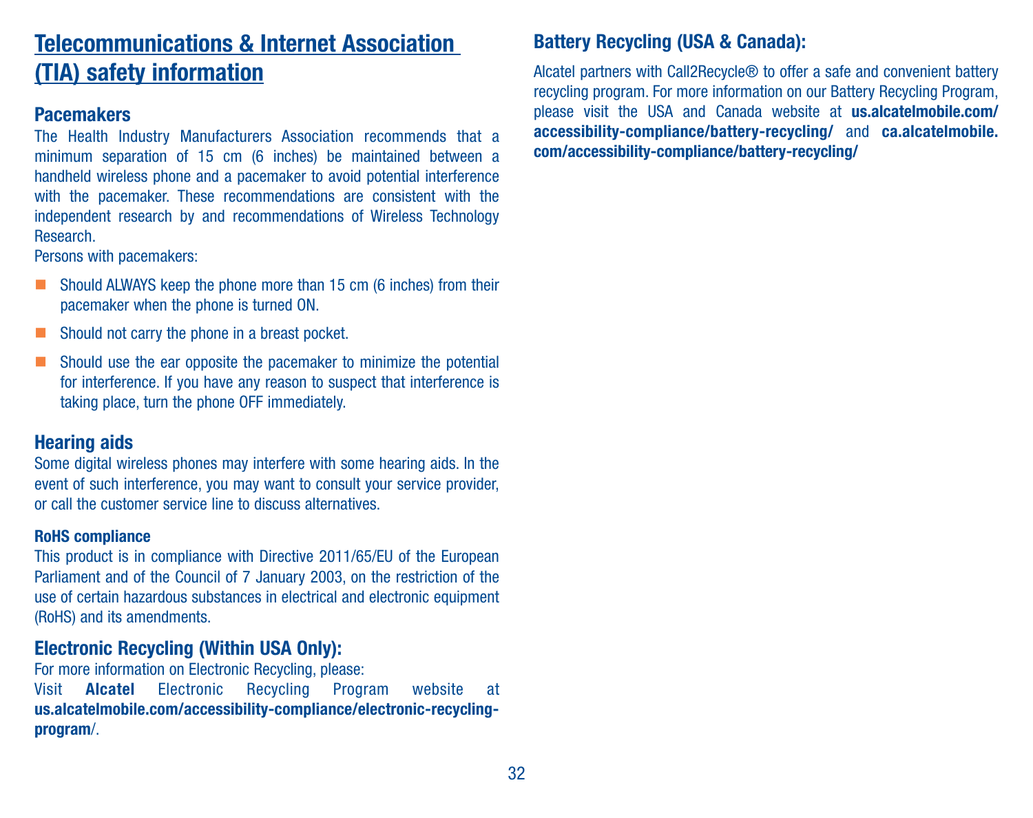## Telecommunications & Internet Association (TIA) safety information

### Pacemakers

The Health Industry Manufacturers Association recommends that a minimum separation of 15 cm (6 inches) be maintained between a handheld wireless phone and a pacemaker to avoid potential interference with the pacemaker. These recommendations are consistent with the independent research by and recommendations of Wireless Technology Research.

Persons with pacemakers:

- Should ALWAYS keep the phone more than 15 cm (6 inches) from their pacemaker when the phone is turned ON.
- Should not carry the phone in a breast pocket.
- Should use the ear opposite the pacemaker to minimize the potential for interference. If you have any reason to suspect that interference is taking place, turn the phone OFF immediately.

### Hearing aids

Some digital wireless phones may interfere with some hearing aids. In the event of such interference, you may want to consult your service provider, or call the customer service line to discuss alternatives.

#### RoHS compliance

This product is in compliance with Directive 2011/65/EU of the European Parliament and of the Council of 7 January 2003, on the restriction of the use of certain hazardous substances in electrical and electronic equipment (RoHS) and its amendments.

### Electronic Recycling (Within USA Only):

For more information on Electronic Recycling, please:

Visit **Alcatel** Electronic Recycling Program website at **us.alcatelmobile.com/accessibility-compliance/electronic-recycling-program**/.

### Battery Recycling (USA & Canada):

Alcatel partners with Call2Recycle® to offer a safe and convenient battery recycling program. For more information on our Battery Recycling Program, please visit the USA and Canada website at **us.alcatelmobile.com/accessibility-compliance/battery-recycling/** and **ca.alcatelmobile.com/accessibility-compliance/battery-recycling/**